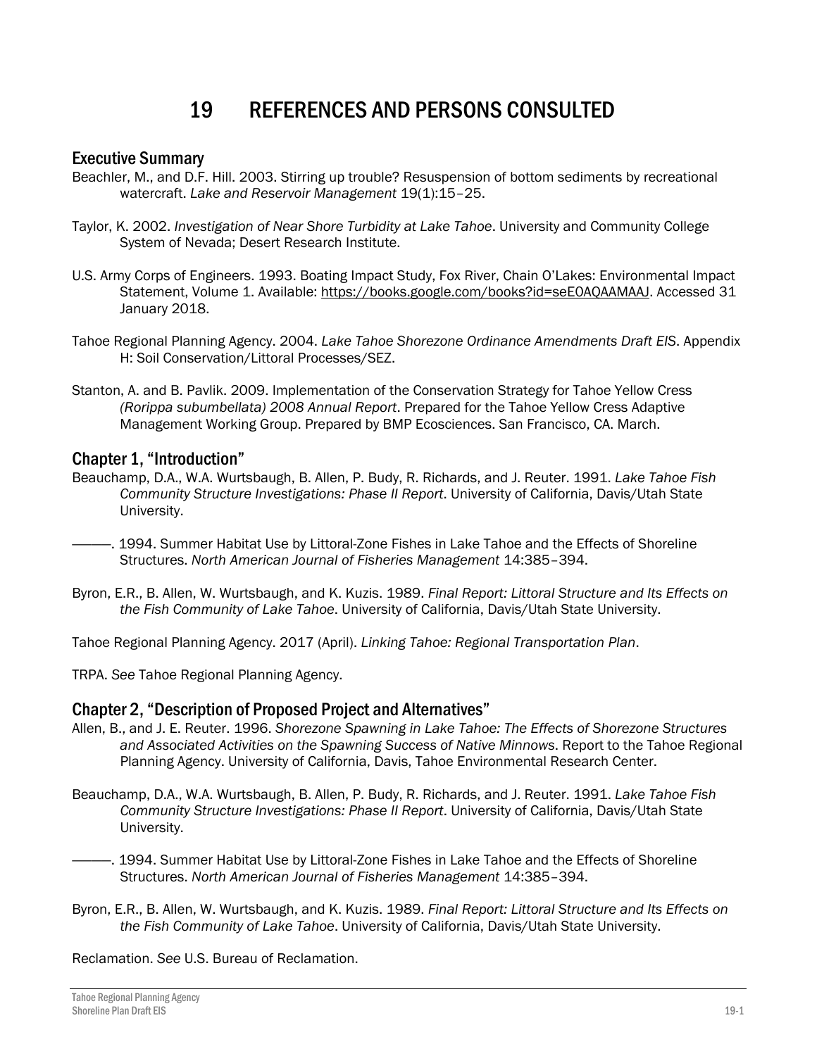# 19 REFERENCES AND PERSONS CONSULTED

## Executive Summary

Beachler, M., and D.F. Hill. 2003. Stirring up trouble? Resuspension of bottom sediments by recreational watercraft. *Lake and Reservoir Management* 19(1):15–25.

Taylor, K. 2002. *Investigation of Near Shore Turbidity at Lake Tahoe*. University and Community College System of Nevada; Desert Research Institute.

U.S. Army Corps of Engineers. 1993. Boating Impact Study, Fox River, Chain O'Lakes: Environmental Impact Statement, Volume 1. Available: https://books.google.com/books?id=seE0AQAAMAAJ. Accessed 31 January 2018.

Tahoe Regional Planning Agency. 2004. *Lake Tahoe Shorezone Ordinance Amendments Draft EIS*. Appendix H: Soil Conservation/Littoral Processes/SEZ.

Stanton, A. and B. Pavlik. 2009. Implementation of the Conservation Strategy for Tahoe Yellow Cress *(Rorippa subumbellata) 2008 Annual Report*. Prepared for the Tahoe Yellow Cress Adaptive Management Working Group. Prepared by BMP Ecosciences. San Francisco, CA. March.

## Chapter 1, "Introduction"

Beauchamp, D.A., W.A. Wurtsbaugh, B. Allen, P. Budy, R. Richards, and J. Reuter. 1991. *Lake Tahoe Fish Community Structure Investigations: Phase II Report*. University of California, Davis/Utah State University.

———. 1994. Summer Habitat Use by Littoral-Zone Fishes in Lake Tahoe and the Effects of Shoreline Structures. *North American Journal of Fisheries Management* 14:385–394.

Byron, E.R., B. Allen, W. Wurtsbaugh, and K. Kuzis. 1989. *Final Report: Littoral Structure and Its Effects on the Fish Community of Lake Tahoe*. University of California, Davis/Utah State University.

Tahoe Regional Planning Agency. 2017 (April). *Linking Tahoe: Regional Transportation Plan*.

TRPA. *See* Tahoe Regional Planning Agency.

## Chapter 2, "Description of Proposed Project and Alternatives"

Allen, B., and J. E. Reuter. 1996. *Shorezone Spawning in Lake Tahoe: The Effects of Shorezone Structures and Associated Activities on the Spawning Success of Native Minnows*. Report to the Tahoe Regional Planning Agency. University of California, Davis, Tahoe Environmental Research Center.

Beauchamp, D.A., W.A. Wurtsbaugh, B. Allen, P. Budy, R. Richards, and J. Reuter. 1991. *Lake Tahoe Fish Community Structure Investigations: Phase II Report*. University of California, Davis/Utah State University.

———. 1994. Summer Habitat Use by Littoral-Zone Fishes in Lake Tahoe and the Effects of Shoreline Structures. *North American Journal of Fisheries Management* 14:385–394.

Byron, E.R., B. Allen, W. Wurtsbaugh, and K. Kuzis. 1989. *Final Report: Littoral Structure and Its Effects on the Fish Community of Lake Tahoe*. University of California, Davis/Utah State University.

Reclamation. *See* U.S. Bureau of Reclamation.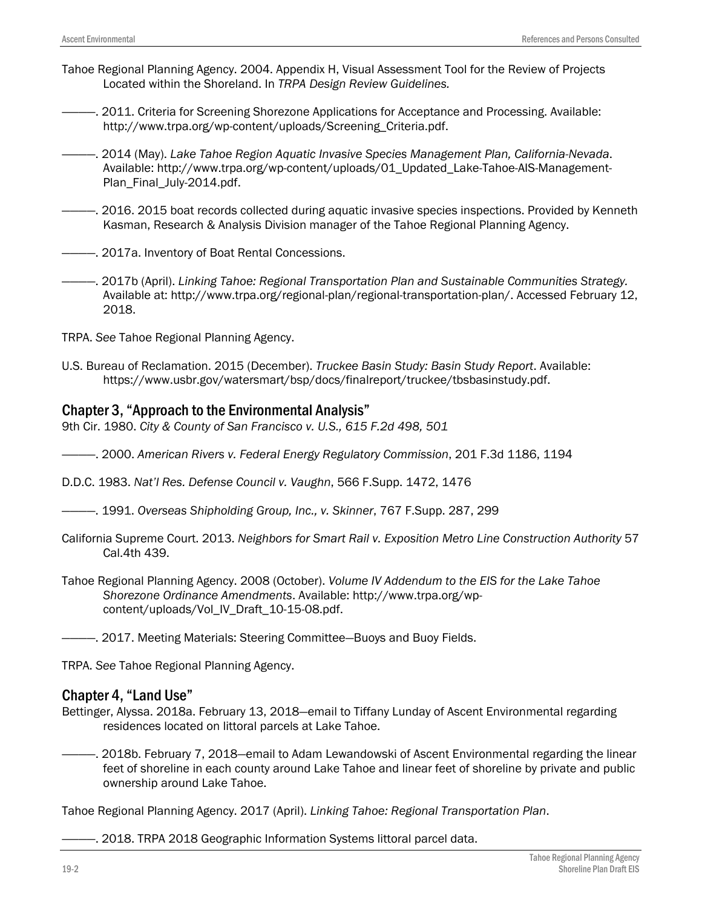Tahoe Regional Planning Agency. 2004. Appendix H, Visual Assessment Tool for the Review of Projects Located within the Shoreland. In *TRPA Design Review Guidelines.*

———. 2011. Criteria for Screening Shorezone Applications for Acceptance and Processing. Available: http://www.trpa.org/wp-content/uploads/Screening_Criteria.pdf.

———. 2014 (May). *Lake Tahoe Region Aquatic Invasive Species Management Plan, California-Nevada*. Available: http://www.trpa.org/wp-content/uploads/01_Updated_Lake-Tahoe-AIS-Management-Plan_Final_July-2014.pdf.

———. 2016. 2015 boat records collected during aquatic invasive species inspections. Provided by Kenneth Kasman, Research & Analysis Division manager of the Tahoe Regional Planning Agency.

———. 2017a. Inventory of Boat Rental Concessions.

———. 2017b (April). *Linking Tahoe: Regional Transportation Plan and Sustainable Communities Strategy.* Available at: http://www.trpa.org/regional-plan/regional-transportation-plan/. Accessed February 12, 2018.

TRPA. *See* Tahoe Regional Planning Agency.

U.S. Bureau of Reclamation. 2015 (December). *Truckee Basin Study: Basin Study Report*. Available: https://www.usbr.gov/watersmart/bsp/docs/finalreport/truckee/tbsbasinstudy.pdf.

## Chapter 3, "Approach to the Environmental Analysis"

9th Cir. 1980. *City & County of San Francisco v. U.S., 615 F.2d 498, 501*

———. 2000. *American Rivers v. Federal Energy Regulatory Commission*, 201 F.3d 1186, 1194

D.D.C. 1983. *Nat'l Res. Defense Council v. Vaughn*, 566 F.Supp. 1472, 1476

———. 1991. *Overseas Shipholding Group, Inc., v. Skinner*, 767 F.Supp. 287, 299

California Supreme Court. 2013. *Neighbors for Smart Rail v. Exposition Metro Line Construction Authority* 57 Cal.4th 439.

Tahoe Regional Planning Agency. 2008 (October). *Volume IV Addendum to the EIS for the Lake Tahoe Shorezone Ordinance Amendments*. Available: http://www.trpa.org/wp-content/uploads/Vol_IV_Draft_10-15-08.pdf.

———. 2017. Meeting Materials: Steering Committee—Buoys and Buoy Fields.

TRPA. *See* Tahoe Regional Planning Agency.

## Chapter 4, "Land Use"

Bettinger, Alyssa. 2018a. February 13, 2018—email to Tiffany Lunday of Ascent Environmental regarding residences located on littoral parcels at Lake Tahoe.

———. 2018b. February 7, 2018—email to Adam Lewandowski of Ascent Environmental regarding the linear feet of shoreline in each county around Lake Tahoe and linear feet of shoreline by private and public ownership around Lake Tahoe.

Tahoe Regional Planning Agency. 2017 (April). *Linking Tahoe: Regional Transportation Plan*.

———. 2018. TRPA 2018 Geographic Information Systems littoral parcel data.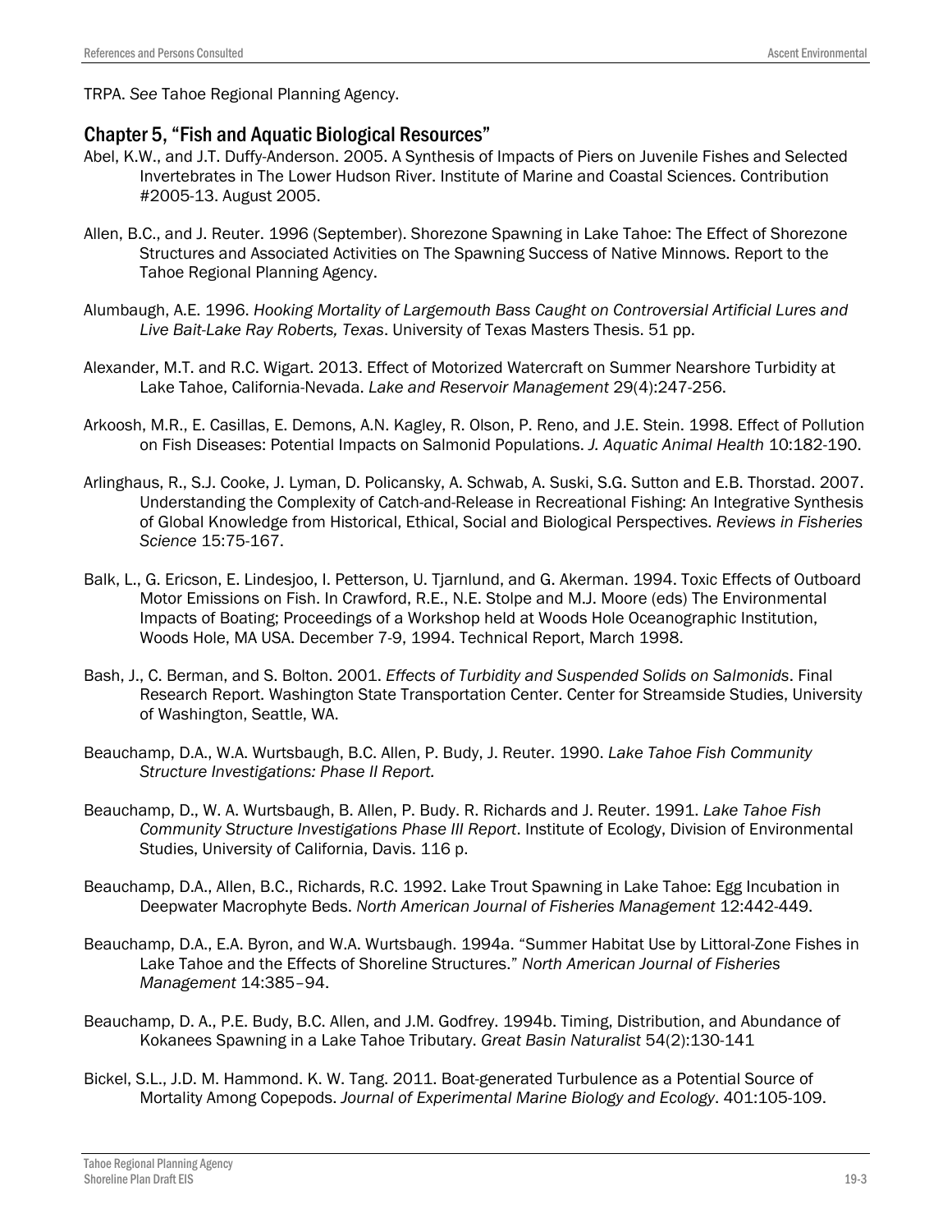TRPA. *See* Tahoe Regional Planning Agency.

## Chapter 5, "Fish and Aquatic Biological Resources"

Abel, K.W., and J.T. Duffy-Anderson. 2005. A Synthesis of Impacts of Piers on Juvenile Fishes and Selected Invertebrates in The Lower Hudson River. Institute of Marine and Coastal Sciences. Contribution #2005-13. August 2005.

Allen, B.C., and J. Reuter. 1996 (September). Shorezone Spawning in Lake Tahoe: The Effect of Shorezone Structures and Associated Activities on The Spawning Success of Native Minnows. Report to the Tahoe Regional Planning Agency.

Alumbaugh, A.E. 1996. *Hooking Mortality of Largemouth Bass Caught on Controversial Artificial Lures and Live Bait-Lake Ray Roberts, Texas*. University of Texas Masters Thesis. 51 pp.

Alexander, M.T. and R.C. Wigart. 2013. Effect of Motorized Watercraft on Summer Nearshore Turbidity at Lake Tahoe, California-Nevada. *Lake and Reservoir Management* 29(4):247-256.

Arkoosh, M.R., E. Casillas, E. Demons, A.N. Kagley, R. Olson, P. Reno, and J.E. Stein. 1998. Effect of Pollution on Fish Diseases: Potential Impacts on Salmonid Populations. *J. Aquatic Animal Health* 10:182-190.

Arlinghaus, R., S.J. Cooke, J. Lyman, D. Policansky, A. Schwab, A. Suski, S.G. Sutton and E.B. Thorstad. 2007. Understanding the Complexity of Catch-and-Release in Recreational Fishing: An Integrative Synthesis of Global Knowledge from Historical, Ethical, Social and Biological Perspectives. *Reviews in Fisheries Science* 15:75-167.

Balk, L., G. Ericson, E. Lindesjoo, I. Petterson, U. Tjarnlund, and G. Akerman. 1994. Toxic Effects of Outboard Motor Emissions on Fish. In Crawford, R.E., N.E. Stolpe and M.J. Moore (eds) The Environmental Impacts of Boating; Proceedings of a Workshop held at Woods Hole Oceanographic Institution, Woods Hole, MA USA. December 7-9, 1994. Technical Report, March 1998.

Bash, J., C. Berman, and S. Bolton. 2001. *Effects of Turbidity and Suspended Solids on Salmonids*. Final Research Report. Washington State Transportation Center. Center for Streamside Studies, University of Washington, Seattle, WA.

Beauchamp, D.A., W.A. Wurtsbaugh, B.C. Allen, P. Budy, J. Reuter. 1990. *Lake Tahoe Fish Community Structure Investigations: Phase II Report.*

Beauchamp, D., W. A. Wurtsbaugh, B. Allen, P. Budy. R. Richards and J. Reuter. 1991. *Lake Tahoe Fish Community Structure Investigations Phase III Report*. Institute of Ecology, Division of Environmental Studies, University of California, Davis. 116 p.

Beauchamp, D.A., Allen, B.C., Richards, R.C. 1992. Lake Trout Spawning in Lake Tahoe: Egg Incubation in Deepwater Macrophyte Beds. *North American Journal of Fisheries Management* 12:442-449.

Beauchamp, D.A., E.A. Byron, and W.A. Wurtsbaugh. 1994a. "Summer Habitat Use by Littoral-Zone Fishes in Lake Tahoe and the Effects of Shoreline Structures." *North American Journal of Fisheries Management* 14:385–94.

Beauchamp, D. A., P.E. Budy, B.C. Allen, and J.M. Godfrey. 1994b. Timing, Distribution, and Abundance of Kokanees Spawning in a Lake Tahoe Tributary. *Great Basin Naturalist* 54(2):130-141

Bickel, S.L., J.D. M. Hammond. K. W. Tang. 2011. Boat-generated Turbulence as a Potential Source of Mortality Among Copepods. *Journal of Experimental Marine Biology and Ecology*. 401:105-109.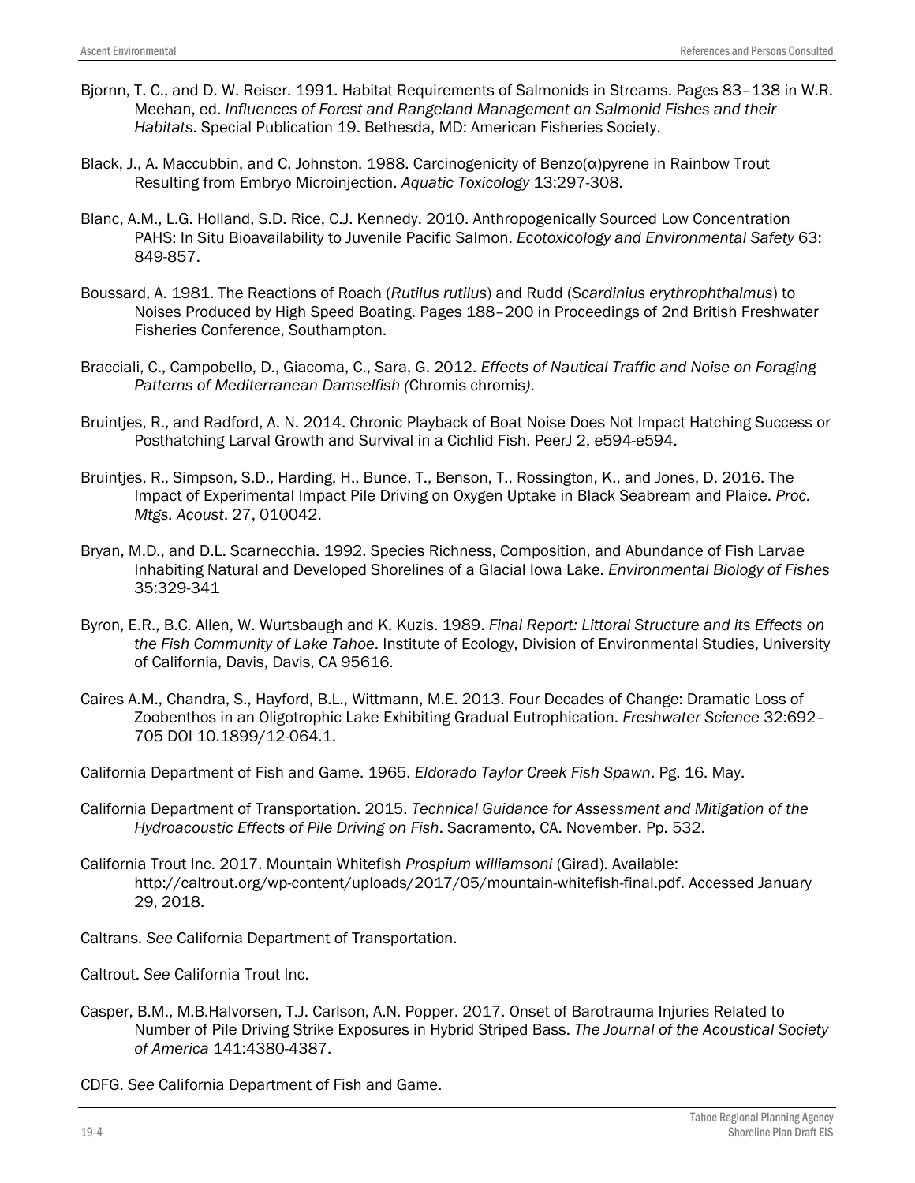Bjornn, T. C., and D. W. Reiser. 1991. Habitat Requirements of Salmonids in Streams. Pages 83–138 in W.R. Meehan, ed. *Influences of Forest and Rangeland Management on Salmonid Fishes and their Habitats*. Special Publication 19. Bethesda, MD: American Fisheries Society.

Black, J., A. Maccubbin, and C. Johnston. 1988. Carcinogenicity of Benzo(α)pyrene in Rainbow Trout Resulting from Embryo Microinjection. *Aquatic Toxicology* 13:297-308.

Blanc, A.M., L.G. Holland, S.D. Rice, C.J. Kennedy. 2010. Anthropogenically Sourced Low Concentration PAHS: In Situ Bioavailability to Juvenile Pacific Salmon. *Ecotoxicology and Environmental Safety* 63: 849-857.

Boussard, A. 1981. The Reactions of Roach (*Rutilus rutilus*) and Rudd (*Scardinius erythrophthalmus*) to Noises Produced by High Speed Boating. Pages 188–200 in Proceedings of 2nd British Freshwater Fisheries Conference, Southampton.

Bracciali, C., Campobello, D., Giacoma, C., Sara, G. 2012. *Effects of Nautical Traffic and Noise on Foraging Patterns of Mediterranean Damselfish (*Chromis chromis*)*.

Bruintjes, R., and Radford, A. N. 2014. Chronic Playback of Boat Noise Does Not Impact Hatching Success or Posthatching Larval Growth and Survival in a Cichlid Fish. PeerJ 2, e594-e594.

Bruintjes, R., Simpson, S.D., Harding, H., Bunce, T., Benson, T., Rossington, K., and Jones, D. 2016. The Impact of Experimental Impact Pile Driving on Oxygen Uptake in Black Seabream and Plaice. *Proc. Mtgs. Acoust*. 27, 010042.

Bryan, M.D., and D.L. Scarnecchia. 1992. Species Richness, Composition, and Abundance of Fish Larvae Inhabiting Natural and Developed Shorelines of a Glacial Iowa Lake. *Environmental Biology of Fishes* 35:329-341

Byron, E.R., B.C. Allen, W. Wurtsbaugh and K. Kuzis. 1989. *Final Report: Littoral Structure and its Effects on the Fish Community of Lake Tahoe*. Institute of Ecology, Division of Environmental Studies, University of California, Davis, Davis, CA 95616.

Caires A.M., Chandra, S., Hayford, B.L., Wittmann, M.E. 2013. Four Decades of Change: Dramatic Loss of Zoobenthos in an Oligotrophic Lake Exhibiting Gradual Eutrophication. *Freshwater Science* 32:692–705 DOI 10.1899/12-064.1.

California Department of Fish and Game. 1965. *Eldorado Taylor Creek Fish Spawn*. Pg. 16. May.

California Department of Transportation. 2015. *Technical Guidance for Assessment and Mitigation of the Hydroacoustic Effects of Pile Driving on Fish*. Sacramento, CA. November. Pp. 532.

California Trout Inc. 2017. Mountain Whitefish *Prospium williamsoni* (Girad). Available: http://caltrout.org/wp-content/uploads/2017/05/mountain-whitefish-final.pdf. Accessed January 29, 2018.

Caltrans. *See* California Department of Transportation.

Caltrout. *See* California Trout Inc.

Casper, B.M., M.B.Halvorsen, T.J. Carlson, A.N. Popper. 2017. Onset of Barotrauma Injuries Related to Number of Pile Driving Strike Exposures in Hybrid Striped Bass. *The Journal of the Acoustical Society of America* 141:4380-4387.

CDFG. *See* California Department of Fish and Game.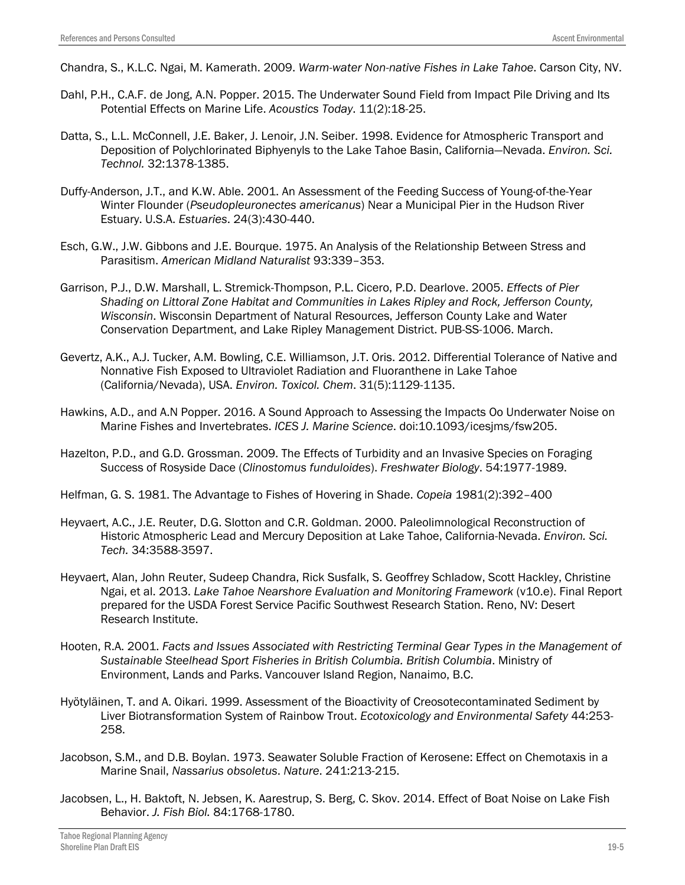Chandra, S., K.L.C. Ngai, M. Kamerath. 2009. *Warm-water Non-native Fishes in Lake Tahoe*. Carson City, NV.

Dahl, P.H., C.A.F. de Jong, A.N. Popper. 2015. The Underwater Sound Field from Impact Pile Driving and Its Potential Effects on Marine Life. *Acoustics Today*. 11(2):18-25.

Datta, S., L.L. McConnell, J.E. Baker, J. Lenoir, J.N. Seiber. 1998. Evidence for Atmospheric Transport and Deposition of Polychlorinated Biphyenyls to the Lake Tahoe Basin, California—Nevada. *Environ. Sci. Technol.* 32:1378-1385.

Duffy-Anderson, J.T., and K.W. Able. 2001. An Assessment of the Feeding Success of Young-of-the-Year Winter Flounder (*Pseudopleuronectes americanus*) Near a Municipal Pier in the Hudson River Estuary. U.S.A. *Estuaries*. 24(3):430-440.

Esch, G.W., J.W. Gibbons and J.E. Bourque. 1975. An Analysis of the Relationship Between Stress and Parasitism. *American Midland Naturalist* 93:339–353.

Garrison, P.J., D.W. Marshall, L. Stremick-Thompson, P.L. Cicero, P.D. Dearlove. 2005. *Effects of Pier Shading on Littoral Zone Habitat and Communities in Lakes Ripley and Rock, Jefferson County, Wisconsin*. Wisconsin Department of Natural Resources, Jefferson County Lake and Water Conservation Department, and Lake Ripley Management District. PUB-SS-1006. March.

Gevertz, A.K., A.J. Tucker, A.M. Bowling, C.E. Williamson, J.T. Oris. 2012. Differential Tolerance of Native and Nonnative Fish Exposed to Ultraviolet Radiation and Fluoranthene in Lake Tahoe (California/Nevada), USA. *Environ. Toxicol. Chem*. 31(5):1129-1135.

Hawkins, A.D., and A.N Popper. 2016. A Sound Approach to Assessing the Impacts Oo Underwater Noise on Marine Fishes and Invertebrates. *ICES J. Marine Science*. doi:10.1093/icesjms/fsw205.

Hazelton, P.D., and G.D. Grossman. 2009. The Effects of Turbidity and an Invasive Species on Foraging Success of Rosyside Dace (*Clinostomus funduloides*). *Freshwater Biology*. 54:1977-1989.

Helfman, G. S. 1981. The Advantage to Fishes of Hovering in Shade. *Copeia* 1981(2):392–400

Heyvaert, A.C., J.E. Reuter, D.G. Slotton and C.R. Goldman. 2000. Paleolimnological Reconstruction of Historic Atmospheric Lead and Mercury Deposition at Lake Tahoe, California-Nevada. *Environ. Sci. Tech.* 34:3588-3597.

Heyvaert, Alan, John Reuter, Sudeep Chandra, Rick Susfalk, S. Geoffrey Schladow, Scott Hackley, Christine Ngai, et al. 2013. *Lake Tahoe Nearshore Evaluation and Monitoring Framework* (v10.e). Final Report prepared for the USDA Forest Service Pacific Southwest Research Station. Reno, NV: Desert Research Institute.

Hooten, R.A. 2001. *Facts and Issues Associated with Restricting Terminal Gear Types in the Management of Sustainable Steelhead Sport Fisheries in British Columbia. British Columbia*. Ministry of Environment, Lands and Parks. Vancouver Island Region, Nanaimo, B.C.

Hyötyläinen, T. and A. Oikari. 1999. Assessment of the Bioactivity of Creosotecontaminated Sediment by Liver Biotransformation System of Rainbow Trout. *Ecotoxicology and Environmental Safety* 44:253-258.

Jacobson, S.M., and D.B. Boylan. 1973. Seawater Soluble Fraction of Kerosene: Effect on Chemotaxis in a Marine Snail, *Nassarius obsoletus*. *Nature*. 241:213-215.

Jacobsen, L., H. Baktoft, N. Jebsen, K. Aarestrup, S. Berg, C. Skov. 2014. Effect of Boat Noise on Lake Fish Behavior. *J. Fish Biol.* 84:1768-1780.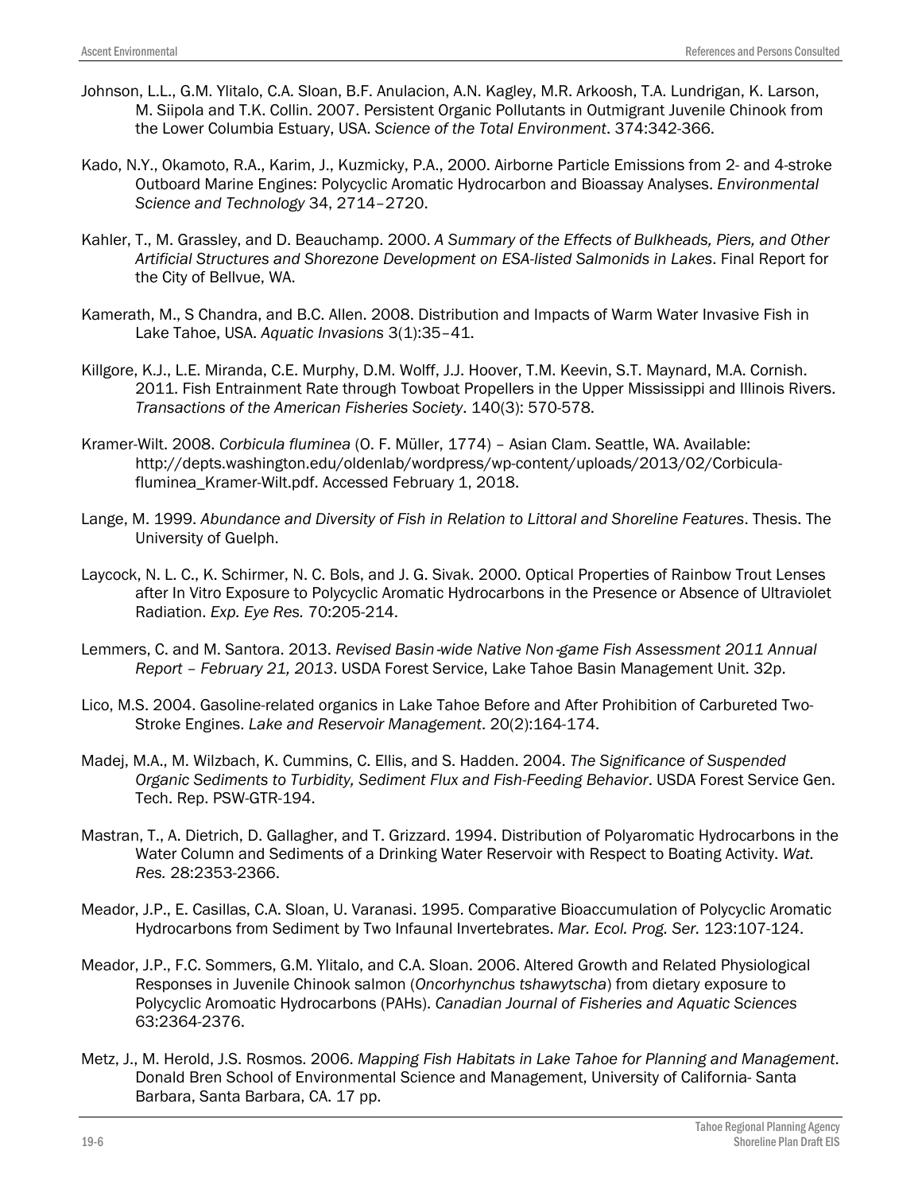Johnson, L.L., G.M. Ylitalo, C.A. Sloan, B.F. Anulacion, A.N. Kagley, M.R. Arkoosh, T.A. Lundrigan, K. Larson, M. Siipola and T.K. Collin. 2007. Persistent Organic Pollutants in Outmigrant Juvenile Chinook from the Lower Columbia Estuary, USA. *Science of the Total Environment*. 374:342-366.

Kado, N.Y., Okamoto, R.A., Karim, J., Kuzmicky, P.A., 2000. Airborne Particle Emissions from 2- and 4-stroke Outboard Marine Engines: Polycyclic Aromatic Hydrocarbon and Bioassay Analyses. *Environmental Science and Technology* 34, 2714–2720.

Kahler, T., M. Grassley, and D. Beauchamp. 2000. *A Summary of the Effects of Bulkheads, Piers, and Other Artificial Structures and Shorezone Development on ESA-listed Salmonids in Lakes*. Final Report for the City of Bellvue, WA.

Kamerath, M., S Chandra, and B.C. Allen. 2008. Distribution and Impacts of Warm Water Invasive Fish in Lake Tahoe, USA. *Aquatic Invasions* 3(1):35–41.

Killgore, K.J., L.E. Miranda, C.E. Murphy, D.M. Wolff, J.J. Hoover, T.M. Keevin, S.T. Maynard, M.A. Cornish. 2011. Fish Entrainment Rate through Towboat Propellers in the Upper Mississippi and Illinois Rivers. *Transactions of the American Fisheries Society*. 140(3): 570-578.

Kramer-Wilt. 2008. *Corbicula fluminea* (O. F. Müller, 1774) – Asian Clam. Seattle, WA. Available: http://depts.washington.edu/oldenlab/wordpress/wp-content/uploads/2013/02/Corbicula-fluminea_Kramer-Wilt.pdf. Accessed February 1, 2018.

Lange, M. 1999. *Abundance and Diversity of Fish in Relation to Littoral and Shoreline Features*. Thesis. The University of Guelph.

Laycock, N. L. C., K. Schirmer, N. C. Bols, and J. G. Sivak. 2000. Optical Properties of Rainbow Trout Lenses after In Vitro Exposure to Polycyclic Aromatic Hydrocarbons in the Presence or Absence of Ultraviolet Radiation. *Exp. Eye Res.* 70:205-214.

Lemmers, C. and M. Santora. 2013. *Revised Basin-wide Native Non-game Fish Assessment 2011 Annual Report – February 21, 2013*. USDA Forest Service, Lake Tahoe Basin Management Unit. 32p.

Lico, M.S. 2004. Gasoline-related organics in Lake Tahoe Before and After Prohibition of Carbureted Two-Stroke Engines. *Lake and Reservoir Management*. 20(2):164-174.

Madej, M.A., M. Wilzbach, K. Cummins, C. Ellis, and S. Hadden. 2004. *The Significance of Suspended Organic Sediments to Turbidity, Sediment Flux and Fish-Feeding Behavior*. USDA Forest Service Gen. Tech. Rep. PSW-GTR-194.

Mastran, T., A. Dietrich, D. Gallagher, and T. Grizzard. 1994. Distribution of Polyaromatic Hydrocarbons in the Water Column and Sediments of a Drinking Water Reservoir with Respect to Boating Activity. *Wat. Res.* 28:2353-2366.

Meador, J.P., E. Casillas, C.A. Sloan, U. Varanasi. 1995. Comparative Bioaccumulation of Polycyclic Aromatic Hydrocarbons from Sediment by Two Infaunal Invertebrates. *Mar. Ecol. Prog. Ser.* 123:107-124.

Meador, J.P., F.C. Sommers, G.M. Ylitalo, and C.A. Sloan. 2006. Altered Growth and Related Physiological Responses in Juvenile Chinook salmon (*Oncorhynchus tshawytscha*) from dietary exposure to Polycyclic Aromoatic Hydrocarbons (PAHs). *Canadian Journal of Fisheries and Aquatic Sciences* 63:2364-2376.

Metz, J., M. Herold, J.S. Rosmos. 2006. *Mapping Fish Habitats in Lake Tahoe for Planning and Management*. Donald Bren School of Environmental Science and Management, University of California- Santa Barbara, Santa Barbara, CA. 17 pp.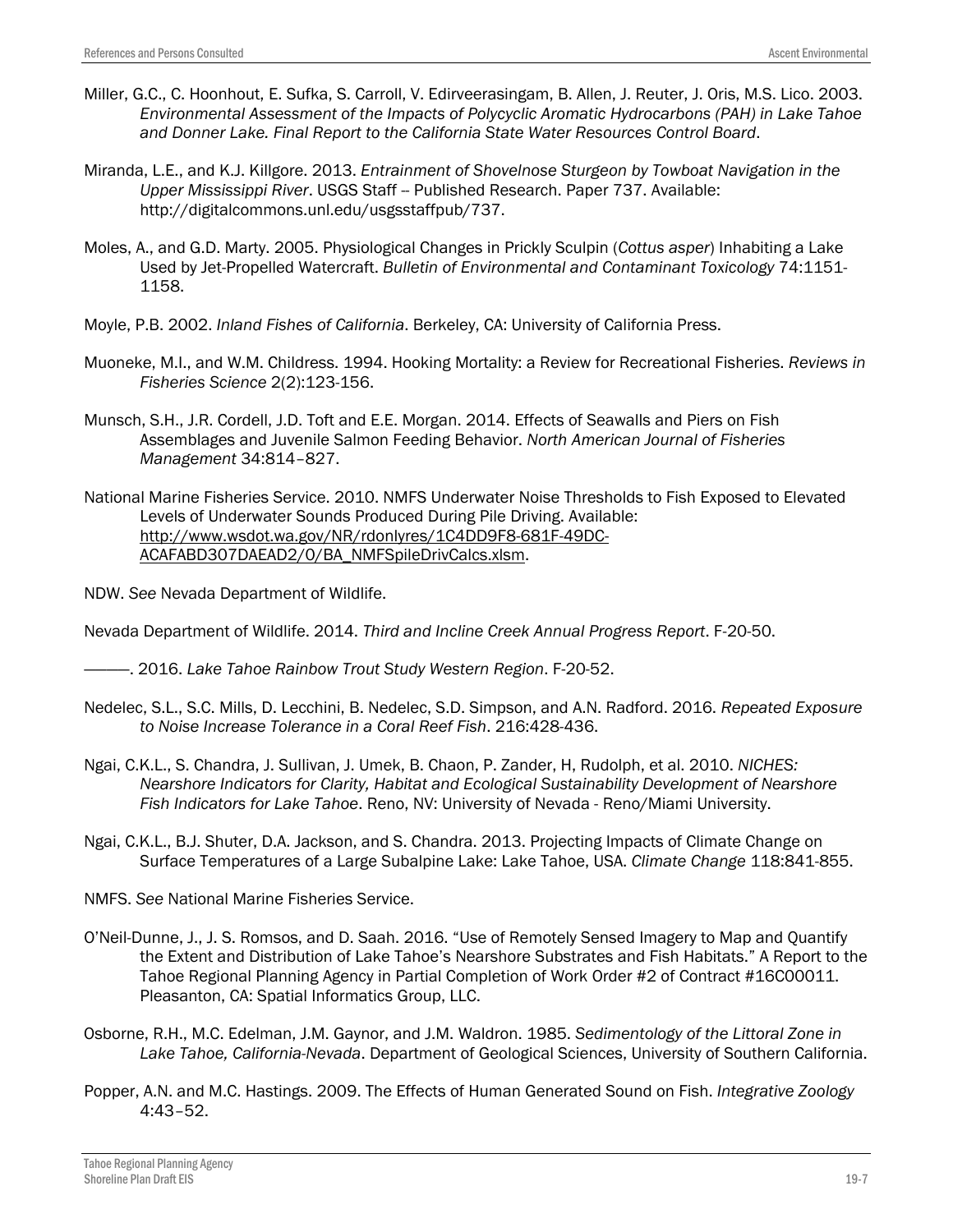Miller, G.C., C. Hoonhout, E. Sufka, S. Carroll, V. Edirveerasingam, B. Allen, J. Reuter, J. Oris, M.S. Lico. 2003. *Environmental Assessment of the Impacts of Polycyclic Aromatic Hydrocarbons (PAH) in Lake Tahoe and Donner Lake. Final Report to the California State Water Resources Control Board*.

Miranda, L.E., and K.J. Killgore. 2013. *Entrainment of Shovelnose Sturgeon by Towboat Navigation in the Upper Mississippi River*. USGS Staff -- Published Research. Paper 737. Available: http://digitalcommons.unl.edu/usgsstaffpub/737.

Moles, A., and G.D. Marty. 2005. Physiological Changes in Prickly Sculpin (*Cottus asper*) Inhabiting a Lake Used by Jet-Propelled Watercraft. *Bulletin of Environmental and Contaminant Toxicology* 74:1151-1158.

Moyle, P.B. 2002. *Inland Fishes of California*. Berkeley, CA: University of California Press.

Muoneke, M.I., and W.M. Childress. 1994. Hooking Mortality: a Review for Recreational Fisheries. *Reviews in Fisheries Science* 2(2):123-156.

Munsch, S.H., J.R. Cordell, J.D. Toft and E.E. Morgan. 2014. Effects of Seawalls and Piers on Fish Assemblages and Juvenile Salmon Feeding Behavior. *North American Journal of Fisheries Management* 34:814–827.

National Marine Fisheries Service. 2010. NMFS Underwater Noise Thresholds to Fish Exposed to Elevated Levels of Underwater Sounds Produced During Pile Driving. Available: http://www.wsdot.wa.gov/NR/rdonlyres/1C4DD9F8-681F-49DC-ACAFABD307DAEAD2/0/BA_NMFSpileDrivCalcs.xlsm.

NDW. *See* Nevada Department of Wildlife.

Nevada Department of Wildlife. 2014. *Third and Incline Creek Annual Progress Report*. F-20-50.

———. 2016. *Lake Tahoe Rainbow Trout Study Western Region*. F-20-52.

Nedelec, S.L., S.C. Mills, D. Lecchini, B. Nedelec, S.D. Simpson, and A.N. Radford. 2016. *Repeated Exposure to Noise Increase Tolerance in a Coral Reef Fish*. 216:428-436.

Ngai, C.K.L., S. Chandra, J. Sullivan, J. Umek, B. Chaon, P. Zander, H, Rudolph, et al. 2010. *NICHES: Nearshore Indicators for Clarity, Habitat and Ecological Sustainability Development of Nearshore Fish Indicators for Lake Tahoe*. Reno, NV: University of Nevada - Reno/Miami University.

Ngai, C.K.L., B.J. Shuter, D.A. Jackson, and S. Chandra. 2013. Projecting Impacts of Climate Change on Surface Temperatures of a Large Subalpine Lake: Lake Tahoe, USA. *Climate Change* 118:841-855.

NMFS. *See* National Marine Fisheries Service.

O'Neil-Dunne, J., J. S. Romsos, and D. Saah. 2016. "Use of Remotely Sensed Imagery to Map and Quantify the Extent and Distribution of Lake Tahoe's Nearshore Substrates and Fish Habitats." A Report to the Tahoe Regional Planning Agency in Partial Completion of Work Order #2 of Contract #16C00011. Pleasanton, CA: Spatial Informatics Group, LLC.

Osborne, R.H., M.C. Edelman, J.M. Gaynor, and J.M. Waldron. 1985. *Sedimentology of the Littoral Zone in Lake Tahoe, California-Nevada*. Department of Geological Sciences, University of Southern California.

Popper, A.N. and M.C. Hastings. 2009. The Effects of Human Generated Sound on Fish. *Integrative Zoology* 4:43–52.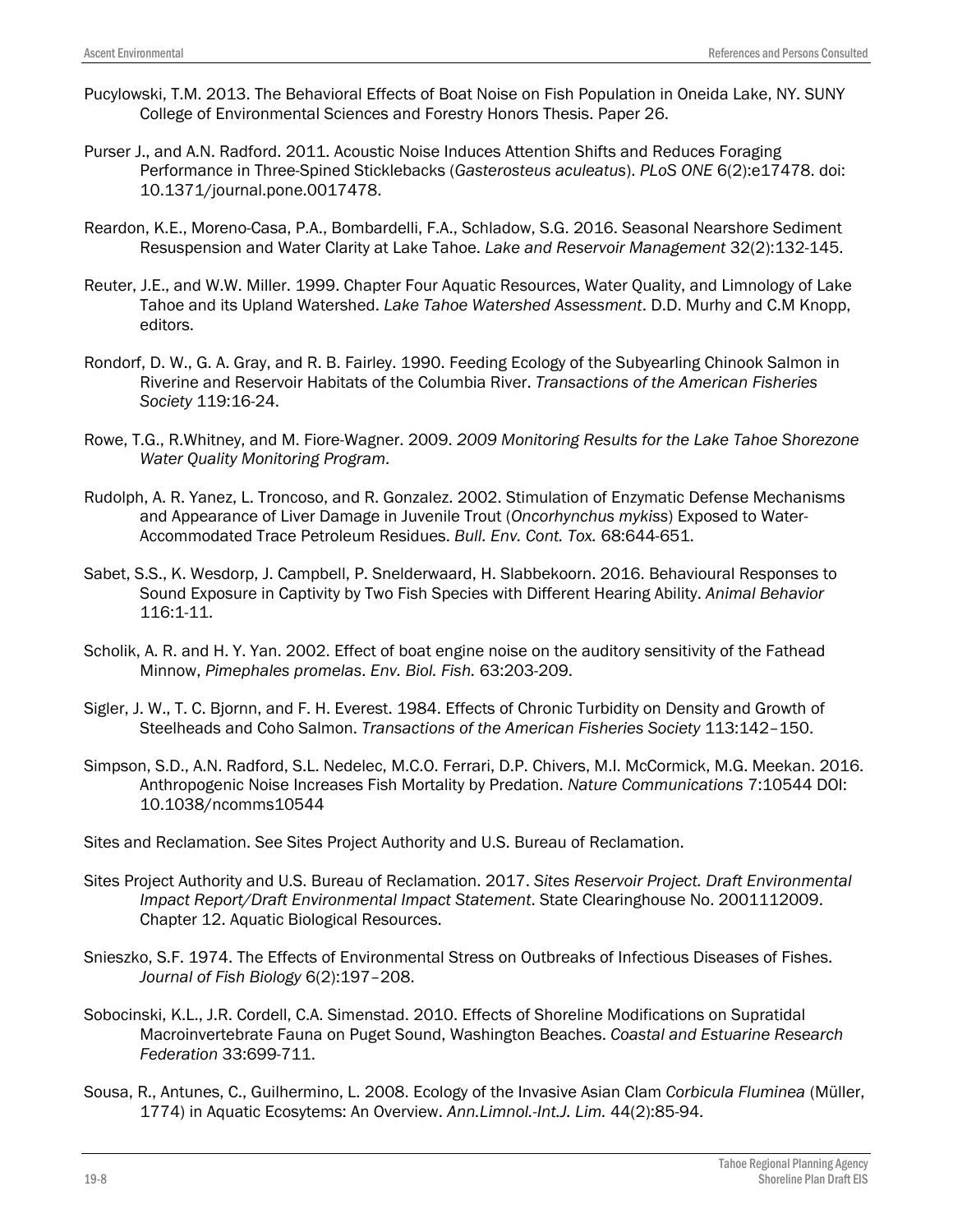Pucylowski, T.M. 2013. The Behavioral Effects of Boat Noise on Fish Population in Oneida Lake, NY. SUNY College of Environmental Sciences and Forestry Honors Thesis. Paper 26.

Purser J., and A.N. Radford. 2011. Acoustic Noise Induces Attention Shifts and Reduces Foraging Performance in Three-Spined Sticklebacks (*Gasterosteus aculeatus*). *PLoS ONE* 6(2):e17478. doi: 10.1371/journal.pone.0017478.

Reardon, K.E., Moreno-Casa, P.A., Bombardelli, F.A., Schladow, S.G. 2016. Seasonal Nearshore Sediment Resuspension and Water Clarity at Lake Tahoe. *Lake and Reservoir Management* 32(2):132-145.

Reuter, J.E., and W.W. Miller. 1999. Chapter Four Aquatic Resources, Water Quality, and Limnology of Lake Tahoe and its Upland Watershed. *Lake Tahoe Watershed Assessment*. D.D. Murhy and C.M Knopp, editors.

Rondorf, D. W., G. A. Gray, and R. B. Fairley. 1990. Feeding Ecology of the Subyearling Chinook Salmon in Riverine and Reservoir Habitats of the Columbia River. *Transactions of the American Fisheries Society* 119:16-24.

Rowe, T.G., R.Whitney, and M. Fiore-Wagner. 2009. *2009 Monitoring Results for the Lake Tahoe Shorezone Water Quality Monitoring Program*.

Rudolph, A. R. Yanez, L. Troncoso, and R. Gonzalez. 2002. Stimulation of Enzymatic Defense Mechanisms and Appearance of Liver Damage in Juvenile Trout (*Oncorhynchus mykiss*) Exposed to Water-Accommodated Trace Petroleum Residues. *Bull. Env. Cont. Tox.* 68:644-651.

Sabet, S.S., K. Wesdorp, J. Campbell, P. Snelderwaard, H. Slabbekoorn. 2016. Behavioural Responses to Sound Exposure in Captivity by Two Fish Species with Different Hearing Ability. *Animal Behavior* 116:1-11.

Scholik, A. R. and H. Y. Yan. 2002. Effect of boat engine noise on the auditory sensitivity of the Fathead Minnow, *Pimephales promelas*. *Env. Biol. Fish.* 63:203-209.

Sigler, J. W., T. C. Bjornn, and F. H. Everest. 1984. Effects of Chronic Turbidity on Density and Growth of Steelheads and Coho Salmon. *Transactions of the American Fisheries Society* 113:142–150.

Simpson, S.D., A.N. Radford, S.L. Nedelec, M.C.O. Ferrari, D.P. Chivers, M.I. McCormick, M.G. Meekan. 2016. Anthropogenic Noise Increases Fish Mortality by Predation. *Nature Communications* 7:10544 DOI: 10.1038/ncomms10544

Sites and Reclamation. See Sites Project Authority and U.S. Bureau of Reclamation.

Sites Project Authority and U.S. Bureau of Reclamation. 2017. *Sites Reservoir Project. Draft Environmental Impact Report/Draft Environmental Impact Statement*. State Clearinghouse No. 2001112009. Chapter 12. Aquatic Biological Resources.

Snieszko, S.F. 1974. The Effects of Environmental Stress on Outbreaks of Infectious Diseases of Fishes. *Journal of Fish Biology* 6(2):197–208.

Sobocinski, K.L., J.R. Cordell, C.A. Simenstad. 2010. Effects of Shoreline Modifications on Supratidal Macroinvertebrate Fauna on Puget Sound, Washington Beaches. *Coastal and Estuarine Research Federation* 33:699-711.

Sousa, R., Antunes, C., Guilhermino, L. 2008. Ecology of the Invasive Asian Clam *Corbicula Fluminea* (Müller, 1774) in Aquatic Ecosytems: An Overview. *Ann.Limnol.-Int.J. Lim.* 44(2):85-94.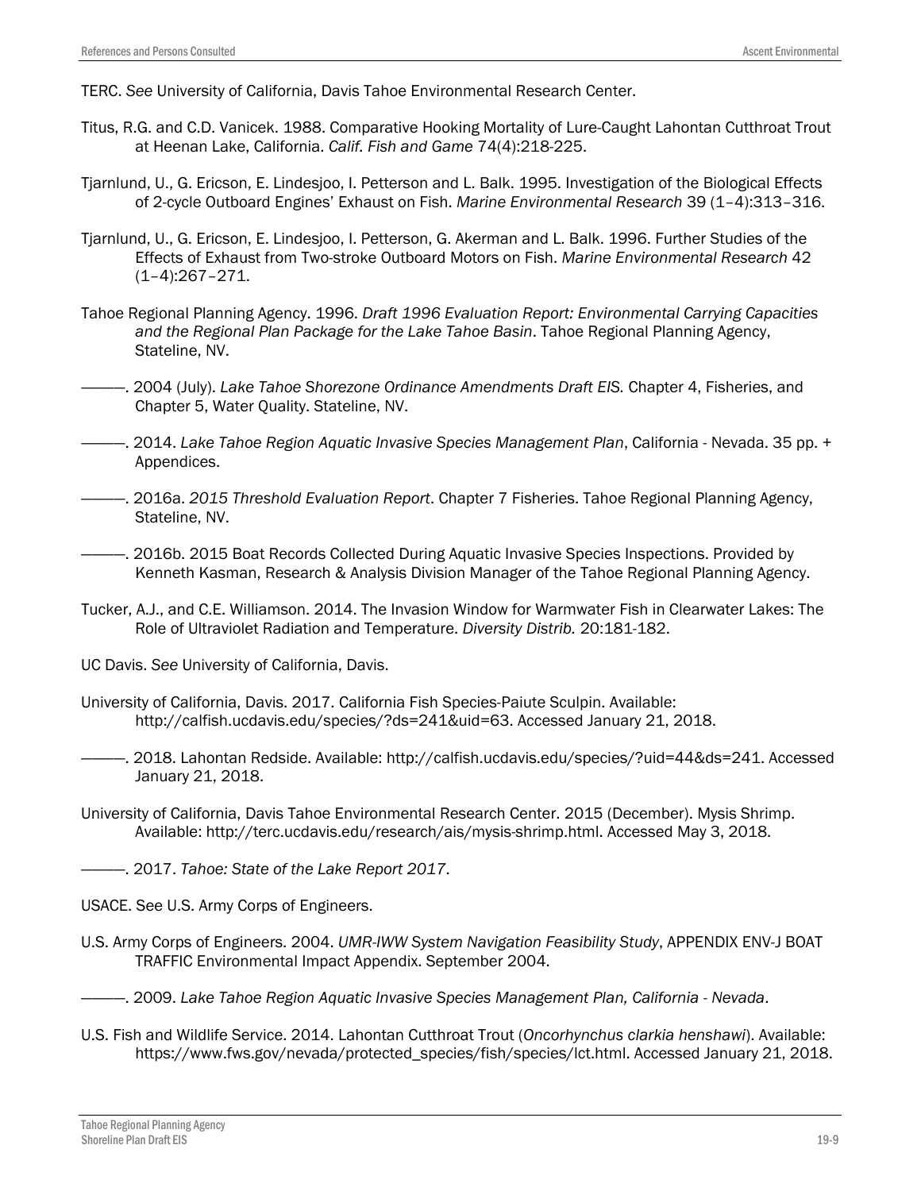TERC. *See* University of California, Davis Tahoe Environmental Research Center.

Titus, R.G. and C.D. Vanicek. 1988. Comparative Hooking Mortality of Lure-Caught Lahontan Cutthroat Trout at Heenan Lake, California. *Calif. Fish and Game* 74(4):218-225.

Tjarnlund, U., G. Ericson, E. Lindesjoo, I. Petterson and L. Balk. 1995. Investigation of the Biological Effects of 2-cycle Outboard Engines' Exhaust on Fish. *Marine Environmental Research* 39 (1–4):313–316.

Tjarnlund, U., G. Ericson, E. Lindesjoo, I. Petterson, G. Akerman and L. Balk. 1996. Further Studies of the Effects of Exhaust from Two-stroke Outboard Motors on Fish. *Marine Environmental Research* 42 (1–4):267–271.

Tahoe Regional Planning Agency. 1996. *Draft 1996 Evaluation Report: Environmental Carrying Capacities and the Regional Plan Package for the Lake Tahoe Basin*. Tahoe Regional Planning Agency, Stateline, NV.

———. 2004 (July). *Lake Tahoe Shorezone Ordinance Amendments Draft EIS.* Chapter 4, Fisheries, and Chapter 5, Water Quality. Stateline, NV.

———. 2014. *Lake Tahoe Region Aquatic Invasive Species Management Plan*, California - Nevada. 35 pp. + Appendices.

———. 2016a. *2015 Threshold Evaluation Report*. Chapter 7 Fisheries. Tahoe Regional Planning Agency, Stateline, NV.

———. 2016b. 2015 Boat Records Collected During Aquatic Invasive Species Inspections. Provided by Kenneth Kasman, Research & Analysis Division Manager of the Tahoe Regional Planning Agency.

Tucker, A.J., and C.E. Williamson. 2014. The Invasion Window for Warmwater Fish in Clearwater Lakes: The Role of Ultraviolet Radiation and Temperature. *Diversity Distrib.* 20:181-182.

UC Davis. *See* University of California, Davis.

University of California, Davis. 2017. California Fish Species-Paiute Sculpin. Available: http://calfish.ucdavis.edu/species/?ds=241&uid=63. Accessed January 21, 2018.

———. 2018. Lahontan Redside. Available: http://calfish.ucdavis.edu/species/?uid=44&ds=241. Accessed January 21, 2018.

University of California, Davis Tahoe Environmental Research Center. 2015 (December). Mysis Shrimp. Available: http://terc.ucdavis.edu/research/ais/mysis-shrimp.html. Accessed May 3, 2018.

———. 2017. *Tahoe: State of the Lake Report 2017*.

USACE. See U.S. Army Corps of Engineers.

U.S. Army Corps of Engineers. 2004. *UMR-IWW System Navigation Feasibility Study*, APPENDIX ENV-J BOAT TRAFFIC Environmental Impact Appendix. September 2004.

———. 2009. *Lake Tahoe Region Aquatic Invasive Species Management Plan, California - Nevada*.

U.S. Fish and Wildlife Service. 2014. Lahontan Cutthroat Trout (*Oncorhynchus clarkia henshawi*). Available: https://www.fws.gov/nevada/protected_species/fish/species/lct.html. Accessed January 21, 2018.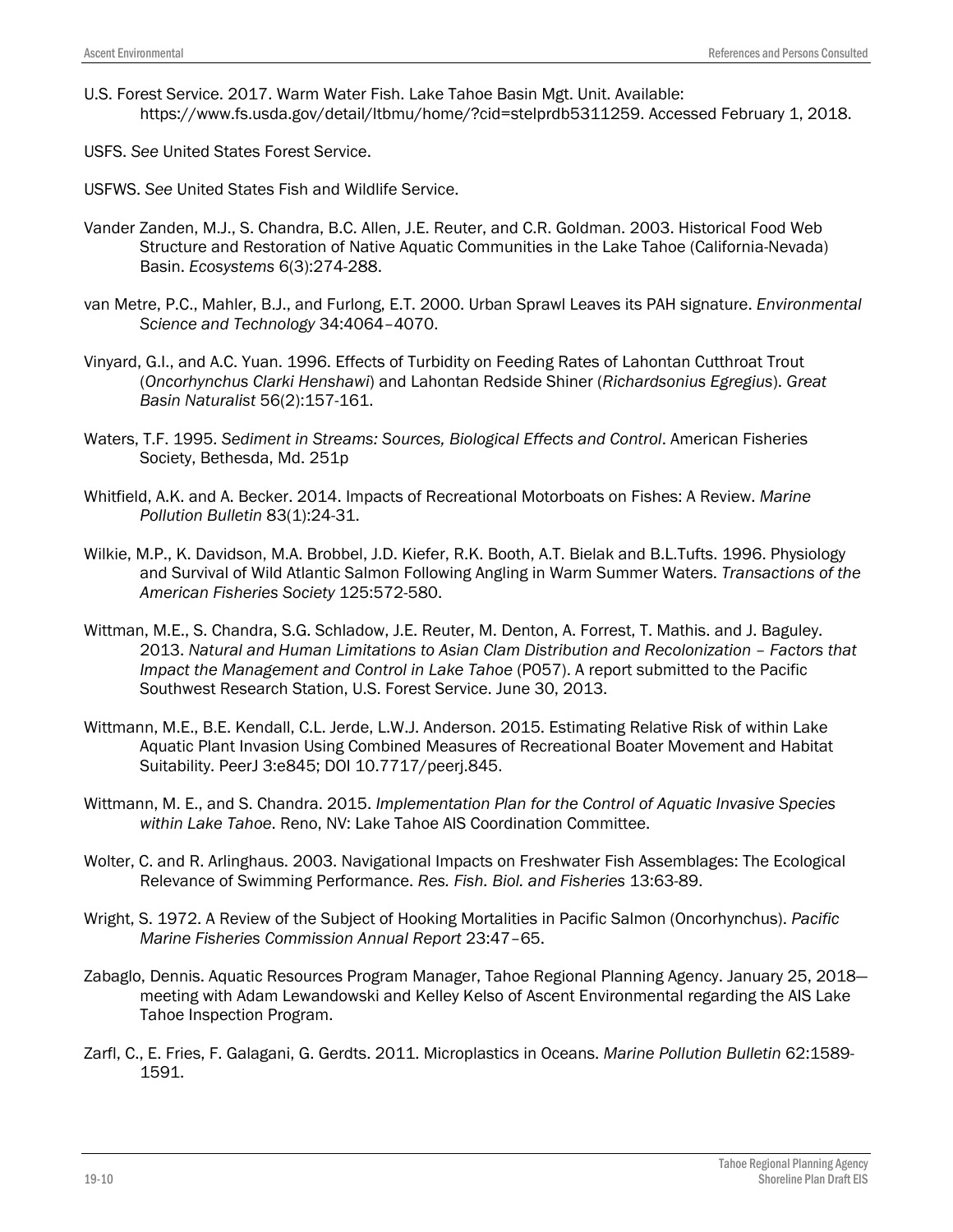U.S. Forest Service. 2017. Warm Water Fish. Lake Tahoe Basin Mgt. Unit. Available: https://www.fs.usda.gov/detail/ltbmu/home/?cid=stelprdb5311259. Accessed February 1, 2018.

USFS. *See* United States Forest Service.

USFWS. *See* United States Fish and Wildlife Service.

Vander Zanden, M.J., S. Chandra, B.C. Allen, J.E. Reuter, and C.R. Goldman. 2003. Historical Food Web Structure and Restoration of Native Aquatic Communities in the Lake Tahoe (California-Nevada) Basin. *Ecosystems* 6(3):274-288.

van Metre, P.C., Mahler, B.J., and Furlong, E.T. 2000. Urban Sprawl Leaves its PAH signature. *Environmental Science and Technology* 34:4064–4070.

Vinyard, G.I., and A.C. Yuan. 1996. Effects of Turbidity on Feeding Rates of Lahontan Cutthroat Trout (*Oncorhynchus Clarki Henshawi*) and Lahontan Redside Shiner (*Richardsonius Egregius*). *Great Basin Naturalist* 56(2):157-161.

Waters, T.F. 1995. *Sediment in Streams: Sources, Biological Effects and Control*. American Fisheries Society, Bethesda, Md. 251p

Whitfield, A.K. and A. Becker. 2014. Impacts of Recreational Motorboats on Fishes: A Review. *Marine Pollution Bulletin* 83(1):24-31.

Wilkie, M.P., K. Davidson, M.A. Brobbel, J.D. Kiefer, R.K. Booth, A.T. Bielak and B.L.Tufts. 1996. Physiology and Survival of Wild Atlantic Salmon Following Angling in Warm Summer Waters. *Transactions of the American Fisheries Society* 125:572-580.

Wittman, M.E., S. Chandra, S.G. Schladow, J.E. Reuter, M. Denton, A. Forrest, T. Mathis. and J. Baguley. 2013. *Natural and Human Limitations to Asian Clam Distribution and Recolonization – Factors that Impact the Management and Control in Lake Tahoe* (P057). A report submitted to the Pacific Southwest Research Station, U.S. Forest Service. June 30, 2013.

Wittmann, M.E., B.E. Kendall, C.L. Jerde, L.W.J. Anderson. 2015. Estimating Relative Risk of within Lake Aquatic Plant Invasion Using Combined Measures of Recreational Boater Movement and Habitat Suitability. PeerJ 3:e845; DOI 10.7717/peerj.845.

Wittmann, M. E., and S. Chandra. 2015. *Implementation Plan for the Control of Aquatic Invasive Species within Lake Tahoe*. Reno, NV: Lake Tahoe AIS Coordination Committee.

Wolter, C. and R. Arlinghaus. 2003. Navigational Impacts on Freshwater Fish Assemblages: The Ecological Relevance of Swimming Performance. *Res. Fish. Biol. and Fisheries* 13:63-89.

Wright, S. 1972. A Review of the Subject of Hooking Mortalities in Pacific Salmon (Oncorhynchus). *Pacific Marine Fisheries Commission Annual Report* 23:47–65.

Zabaglo, Dennis. Aquatic Resources Program Manager, Tahoe Regional Planning Agency. January 25, 2018—meeting with Adam Lewandowski and Kelley Kelso of Ascent Environmental regarding the AIS Lake Tahoe Inspection Program.

Zarfl, C., E. Fries, F. Galagani, G. Gerdts. 2011. Microplastics in Oceans. *Marine Pollution Bulletin* 62:1589-1591.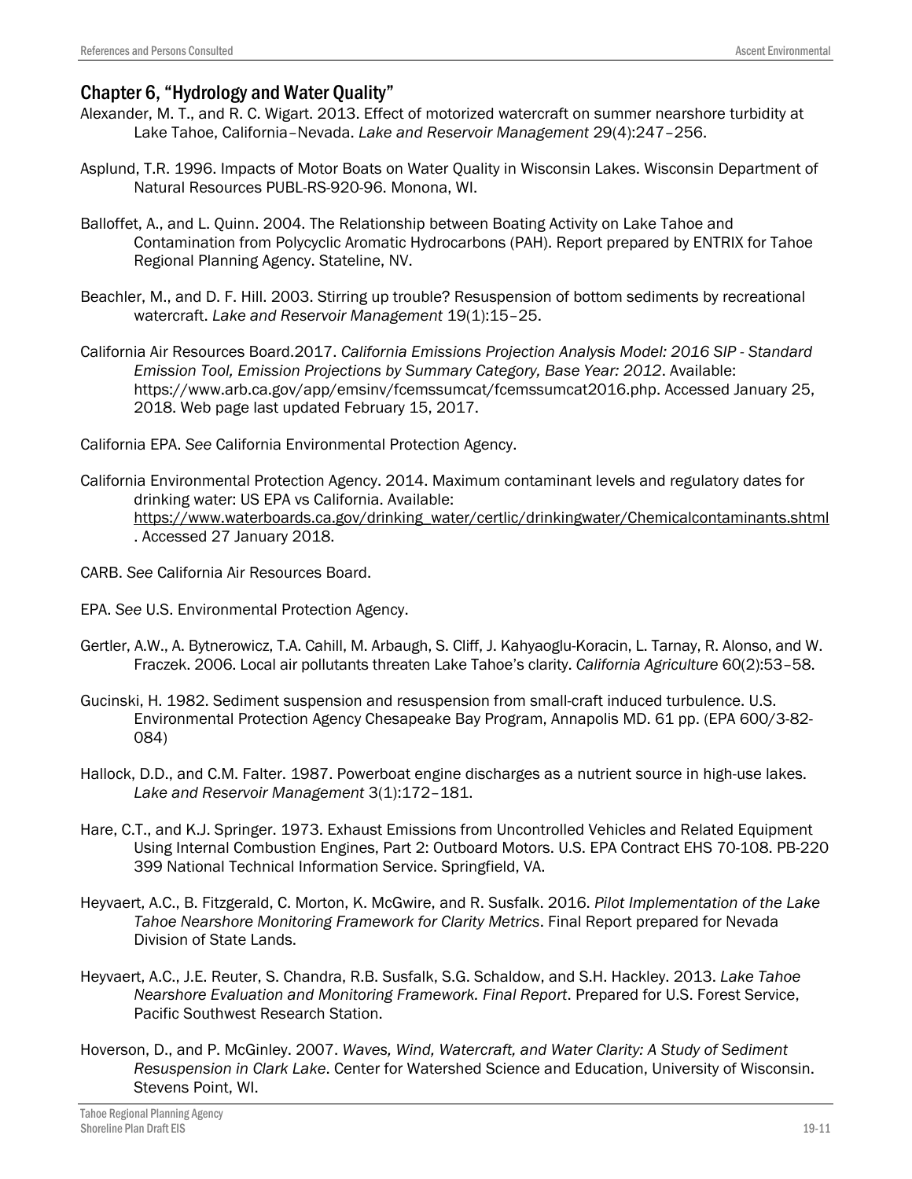## Chapter 6, "Hydrology and Water Quality"

Alexander, M. T., and R. C. Wigart. 2013. Effect of motorized watercraft on summer nearshore turbidity at Lake Tahoe, California–Nevada. *Lake and Reservoir Management* 29(4):247–256.

Asplund, T.R. 1996. Impacts of Motor Boats on Water Quality in Wisconsin Lakes. Wisconsin Department of Natural Resources PUBL-RS-920-96. Monona, WI.

Balloffet, A., and L. Quinn. 2004. The Relationship between Boating Activity on Lake Tahoe and Contamination from Polycyclic Aromatic Hydrocarbons (PAH). Report prepared by ENTRIX for Tahoe Regional Planning Agency. Stateline, NV.

Beachler, M., and D. F. Hill. 2003. Stirring up trouble? Resuspension of bottom sediments by recreational watercraft. *Lake and Reservoir Management* 19(1):15–25.

California Air Resources Board.2017. *California Emissions Projection Analysis Model: 2016 SIP - Standard Emission Tool, Emission Projections by Summary Category, Base Year: 2012*. Available: https://www.arb.ca.gov/app/emsinv/fcemssumcat/fcemssumcat2016.php. Accessed January 25, 2018. Web page last updated February 15, 2017.

California EPA. *See* California Environmental Protection Agency.

California Environmental Protection Agency. 2014. Maximum contaminant levels and regulatory dates for drinking water: US EPA vs California. Available: https://www.waterboards.ca.gov/drinking_water/certlic/drinkingwater/Chemicalcontaminants.shtml. Accessed 27 January 2018.

CARB. *See* California Air Resources Board.

EPA. *See* U.S. Environmental Protection Agency.

Gertler, A.W., A. Bytnerowicz, T.A. Cahill, M. Arbaugh, S. Cliff, J. Kahyaoglu-Koracin, L. Tarnay, R. Alonso, and W. Fraczek. 2006. Local air pollutants threaten Lake Tahoe's clarity. *California Agriculture* 60(2):53–58.

Gucinski, H. 1982. Sediment suspension and resuspension from small-craft induced turbulence. U.S. Environmental Protection Agency Chesapeake Bay Program, Annapolis MD. 61 pp. (EPA 600/3-82-084)

Hallock, D.D., and C.M. Falter. 1987. Powerboat engine discharges as a nutrient source in high-use lakes. *Lake and Reservoir Management* 3(1):172–181.

Hare, C.T., and K.J. Springer. 1973. Exhaust Emissions from Uncontrolled Vehicles and Related Equipment Using Internal Combustion Engines, Part 2: Outboard Motors. U.S. EPA Contract EHS 70-108. PB-220 399 National Technical Information Service. Springfield, VA.

Heyvaert, A.C., B. Fitzgerald, C. Morton, K. McGwire, and R. Susfalk. 2016. *Pilot Implementation of the Lake Tahoe Nearshore Monitoring Framework for Clarity Metrics*. Final Report prepared for Nevada Division of State Lands.

Heyvaert, A.C., J.E. Reuter, S. Chandra, R.B. Susfalk, S.G. Schaldow, and S.H. Hackley. 2013. *Lake Tahoe Nearshore Evaluation and Monitoring Framework. Final Report*. Prepared for U.S. Forest Service, Pacific Southwest Research Station.

Hoverson, D., and P. McGinley. 2007. *Waves, Wind, Watercraft, and Water Clarity: A Study of Sediment Resuspension in Clark Lake*. Center for Watershed Science and Education, University of Wisconsin. Stevens Point, WI.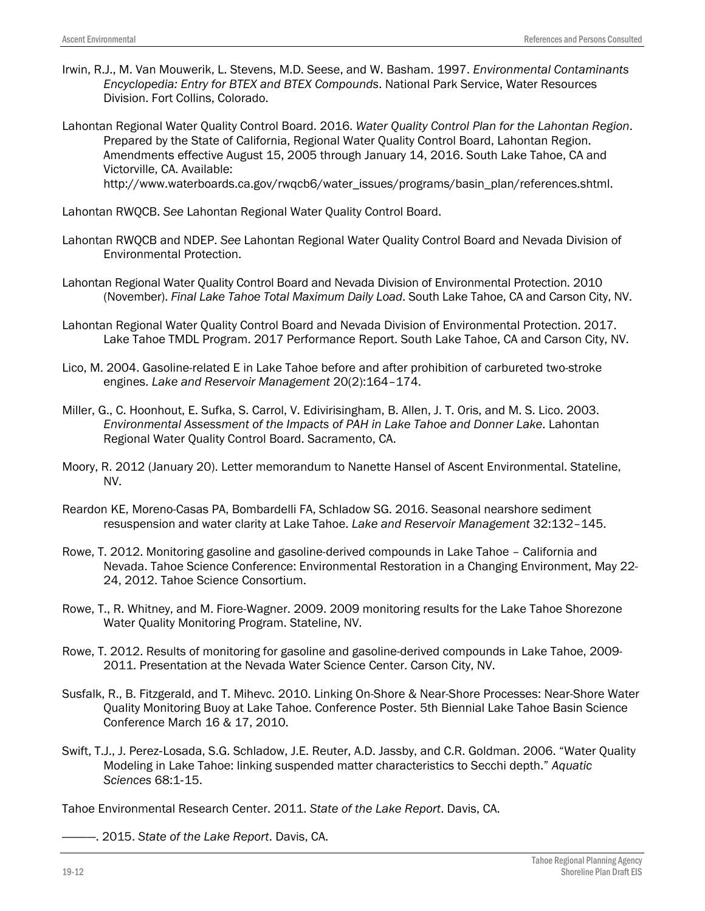Irwin, R.J., M. Van Mouwerik, L. Stevens, M.D. Seese, and W. Basham. 1997. *Environmental Contaminants Encyclopedia: Entry for BTEX and BTEX Compounds*. National Park Service, Water Resources Division. Fort Collins, Colorado.

Lahontan Regional Water Quality Control Board. 2016. *Water Quality Control Plan for the Lahontan Region*. Prepared by the State of California, Regional Water Quality Control Board, Lahontan Region. Amendments effective August 15, 2005 through January 14, 2016. South Lake Tahoe, CA and Victorville, CA. Available: http://www.waterboards.ca.gov/rwqcb6/water_issues/programs/basin_plan/references.shtml.

Lahontan RWQCB. *See* Lahontan Regional Water Quality Control Board.

Lahontan RWQCB and NDEP. *See* Lahontan Regional Water Quality Control Board and Nevada Division of Environmental Protection.

Lahontan Regional Water Quality Control Board and Nevada Division of Environmental Protection. 2010 (November). *Final Lake Tahoe Total Maximum Daily Load*. South Lake Tahoe, CA and Carson City, NV.

Lahontan Regional Water Quality Control Board and Nevada Division of Environmental Protection. 2017. Lake Tahoe TMDL Program. 2017 Performance Report. South Lake Tahoe, CA and Carson City, NV.

Lico, M. 2004. Gasoline-related E in Lake Tahoe before and after prohibition of carbureted two-stroke engines. *Lake and Reservoir Management* 20(2):164–174.

Miller, G., C. Hoonhout, E. Sufka, S. Carrol, V. Edivirisingham, B. Allen, J. T. Oris, and M. S. Lico. 2003. *Environmental Assessment of the Impacts of PAH in Lake Tahoe and Donner Lake*. Lahontan Regional Water Quality Control Board. Sacramento, CA.

Moory, R. 2012 (January 20). Letter memorandum to Nanette Hansel of Ascent Environmental. Stateline, NV.

Reardon KE, Moreno-Casas PA, Bombardelli FA, Schladow SG. 2016. Seasonal nearshore sediment resuspension and water clarity at Lake Tahoe. *Lake and Reservoir Management* 32:132–145.

Rowe, T. 2012. Monitoring gasoline and gasoline-derived compounds in Lake Tahoe – California and Nevada. Tahoe Science Conference: Environmental Restoration in a Changing Environment, May 22-24, 2012. Tahoe Science Consortium.

Rowe, T., R. Whitney, and M. Fiore-Wagner. 2009. 2009 monitoring results for the Lake Tahoe Shorezone Water Quality Monitoring Program. Stateline, NV.

Rowe, T. 2012. Results of monitoring for gasoline and gasoline-derived compounds in Lake Tahoe, 2009-2011. Presentation at the Nevada Water Science Center. Carson City, NV.

Susfalk, R., B. Fitzgerald, and T. Mihevc. 2010. Linking On-Shore & Near-Shore Processes: Near-Shore Water Quality Monitoring Buoy at Lake Tahoe. Conference Poster. 5th Biennial Lake Tahoe Basin Science Conference March 16 & 17, 2010.

Swift, T.J., J. Perez-Losada, S.G. Schladow, J.E. Reuter, A.D. Jassby, and C.R. Goldman. 2006. "Water Quality Modeling in Lake Tahoe: linking suspended matter characteristics to Secchi depth." *Aquatic Sciences* 68:1-15.

Tahoe Environmental Research Center. 2011. *State of the Lake Report*. Davis, CA.

———. 2015. *State of the Lake Report*. Davis, CA.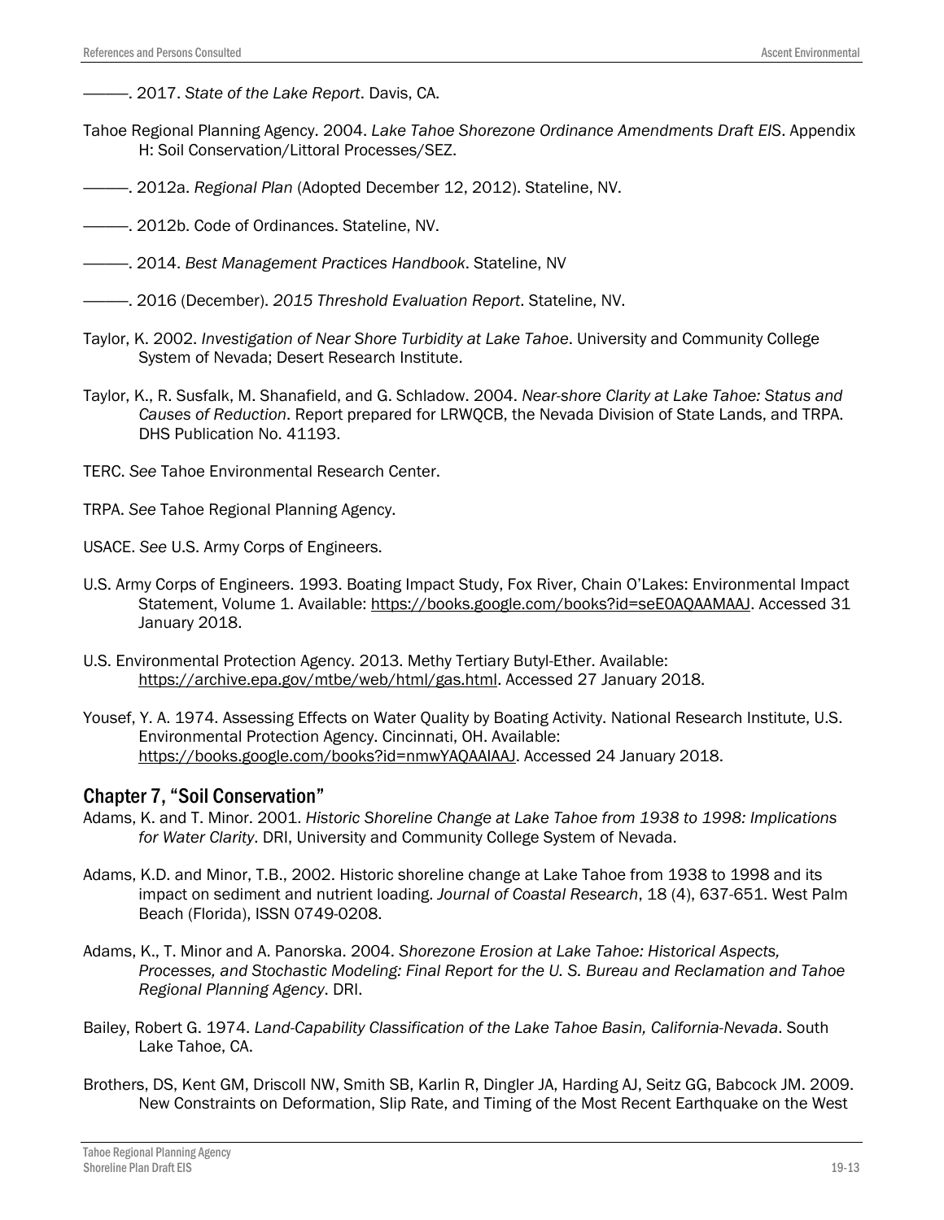———. 2017. *State of the Lake Report*. Davis, CA.

Tahoe Regional Planning Agency. 2004. *Lake Tahoe Shorezone Ordinance Amendments Draft EIS*. Appendix H: Soil Conservation/Littoral Processes/SEZ.

———. 2012a. *Regional Plan* (Adopted December 12, 2012). Stateline, NV.

———. 2012b. Code of Ordinances. Stateline, NV.

———. 2014. *Best Management Practices Handbook*. Stateline, NV

———. 2016 (December). *2015 Threshold Evaluation Report*. Stateline, NV.

Taylor, K. 2002. *Investigation of Near Shore Turbidity at Lake Tahoe*. University and Community College System of Nevada; Desert Research Institute.

Taylor, K., R. Susfalk, M. Shanafield, and G. Schladow. 2004. *Near-shore Clarity at Lake Tahoe: Status and Causes of Reduction*. Report prepared for LRWQCB, the Nevada Division of State Lands, and TRPA. DHS Publication No. 41193.

TERC. *See* Tahoe Environmental Research Center.

TRPA. *See* Tahoe Regional Planning Agency.

USACE. *See* U.S. Army Corps of Engineers.

U.S. Army Corps of Engineers. 1993. Boating Impact Study, Fox River, Chain O'Lakes: Environmental Impact Statement, Volume 1. Available: https://books.google.com/books?id=seE0AQAAMAAJ. Accessed 31 January 2018.

U.S. Environmental Protection Agency. 2013. Methy Tertiary Butyl-Ether. Available: https://archive.epa.gov/mtbe/web/html/gas.html. Accessed 27 January 2018.

Yousef, Y. A. 1974. Assessing Effects on Water Quality by Boating Activity. National Research Institute, U.S. Environmental Protection Agency. Cincinnati, OH. Available: https://books.google.com/books?id=nmwYAQAAIAAJ. Accessed 24 January 2018.

## Chapter 7, "Soil Conservation"

Adams, K. and T. Minor. 2001. *Historic Shoreline Change at Lake Tahoe from 1938 to 1998: Implications for Water Clarity*. DRI, University and Community College System of Nevada.

Adams, K.D. and Minor, T.B., 2002. Historic shoreline change at Lake Tahoe from 1938 to 1998 and its impact on sediment and nutrient loading. *Journal of Coastal Research*, 18 (4), 637-651. West Palm Beach (Florida), ISSN 0749-0208.

Adams, K., T. Minor and A. Panorska. 2004. *Shorezone Erosion at Lake Tahoe: Historical Aspects, Processes, and Stochastic Modeling: Final Report for the U. S. Bureau and Reclamation and Tahoe Regional Planning Agency*. DRI.

Bailey, Robert G. 1974. *Land-Capability Classification of the Lake Tahoe Basin, California-Nevada*. South Lake Tahoe, CA.

Brothers, DS, Kent GM, Driscoll NW, Smith SB, Karlin R, Dingler JA, Harding AJ, Seitz GG, Babcock JM. 2009. New Constraints on Deformation, Slip Rate, and Timing of the Most Recent Earthquake on the West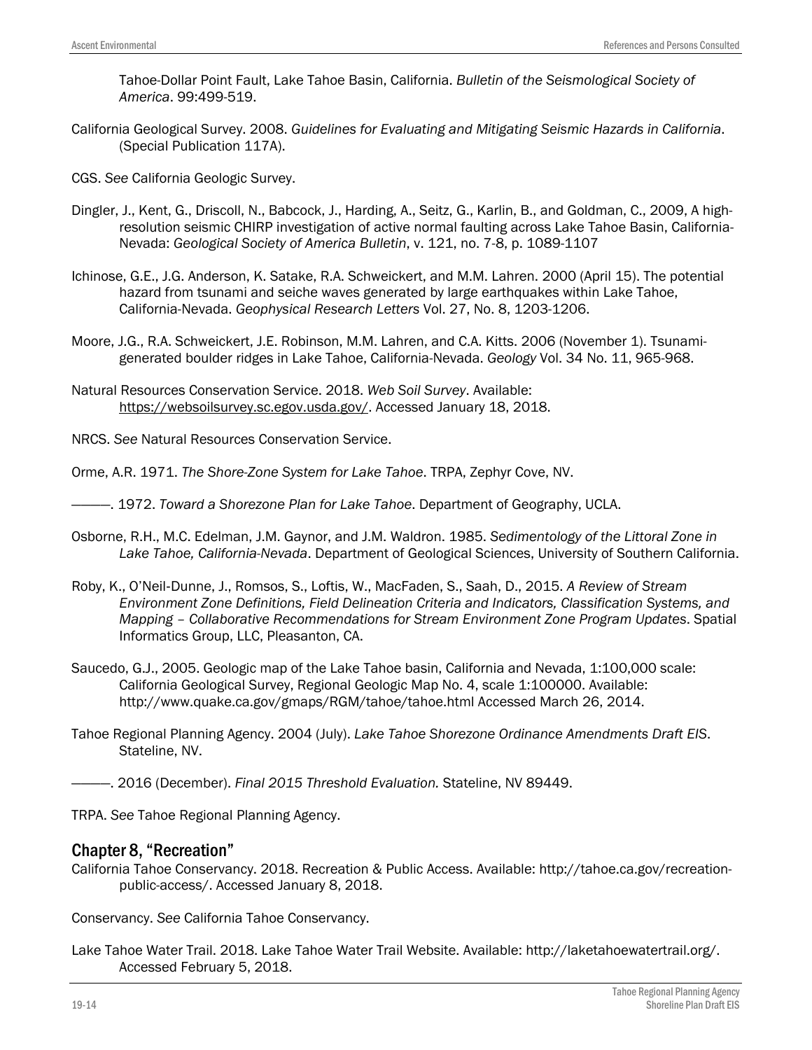Tahoe-Dollar Point Fault, Lake Tahoe Basin, California. *Bulletin of the Seismological Society of America*. 99:499-519.

California Geological Survey. 2008. *Guidelines for Evaluating and Mitigating Seismic Hazards in California*. (Special Publication 117A).

CGS. *See* California Geologic Survey.

Dingler, J., Kent, G., Driscoll, N., Babcock, J., Harding, A., Seitz, G., Karlin, B., and Goldman, C., 2009, A high-resolution seismic CHIRP investigation of active normal faulting across Lake Tahoe Basin, California-Nevada: *Geological Society of America Bulletin*, v. 121, no. 7-8, p. 1089-1107

Ichinose, G.E., J.G. Anderson, K. Satake, R.A. Schweickert, and M.M. Lahren. 2000 (April 15). The potential hazard from tsunami and seiche waves generated by large earthquakes within Lake Tahoe, California-Nevada. *Geophysical Research Letters* Vol. 27, No. 8, 1203-1206.

Moore, J.G., R.A. Schweickert, J.E. Robinson, M.M. Lahren, and C.A. Kitts. 2006 (November 1). Tsunami-generated boulder ridges in Lake Tahoe, California-Nevada. *Geology* Vol. 34 No. 11, 965-968.

Natural Resources Conservation Service. 2018. *Web Soil Survey*. Available: https://websoilsurvey.sc.egov.usda.gov/. Accessed January 18, 2018.

NRCS. *See* Natural Resources Conservation Service.

Orme, A.R. 1971. *The Shore-Zone System for Lake Tahoe*. TRPA, Zephyr Cove, NV.

———. 1972. *Toward a Shorezone Plan for Lake Tahoe*. Department of Geography, UCLA.

Osborne, R.H., M.C. Edelman, J.M. Gaynor, and J.M. Waldron. 1985. *Sedimentology of the Littoral Zone in Lake Tahoe, California-Nevada*. Department of Geological Sciences, University of Southern California.

Roby, K., O'Neil-Dunne, J., Romsos, S., Loftis, W., MacFaden, S., Saah, D., 2015. *A Review of Stream Environment Zone Definitions, Field Delineation Criteria and Indicators, Classification Systems, and Mapping – Collaborative Recommendations for Stream Environment Zone Program Updates*. Spatial Informatics Group, LLC, Pleasanton, CA.

Saucedo, G.J., 2005. Geologic map of the Lake Tahoe basin, California and Nevada, 1:100,000 scale: California Geological Survey, Regional Geologic Map No. 4, scale 1:100000. Available: http://www.quake.ca.gov/gmaps/RGM/tahoe/tahoe.html Accessed March 26, 2014.

Tahoe Regional Planning Agency. 2004 (July). *Lake Tahoe Shorezone Ordinance Amendments Draft EIS*. Stateline, NV.

———. 2016 (December). *Final 2015 Threshold Evaluation.* Stateline, NV 89449.

TRPA. *See* Tahoe Regional Planning Agency.

## Chapter 8, "Recreation"

California Tahoe Conservancy. 2018. Recreation & Public Access. Available: http://tahoe.ca.gov/recreation-public-access/. Accessed January 8, 2018.

Conservancy. *See* California Tahoe Conservancy.

Lake Tahoe Water Trail. 2018. Lake Tahoe Water Trail Website. Available: http://laketahoewatertrail.org/. Accessed February 5, 2018.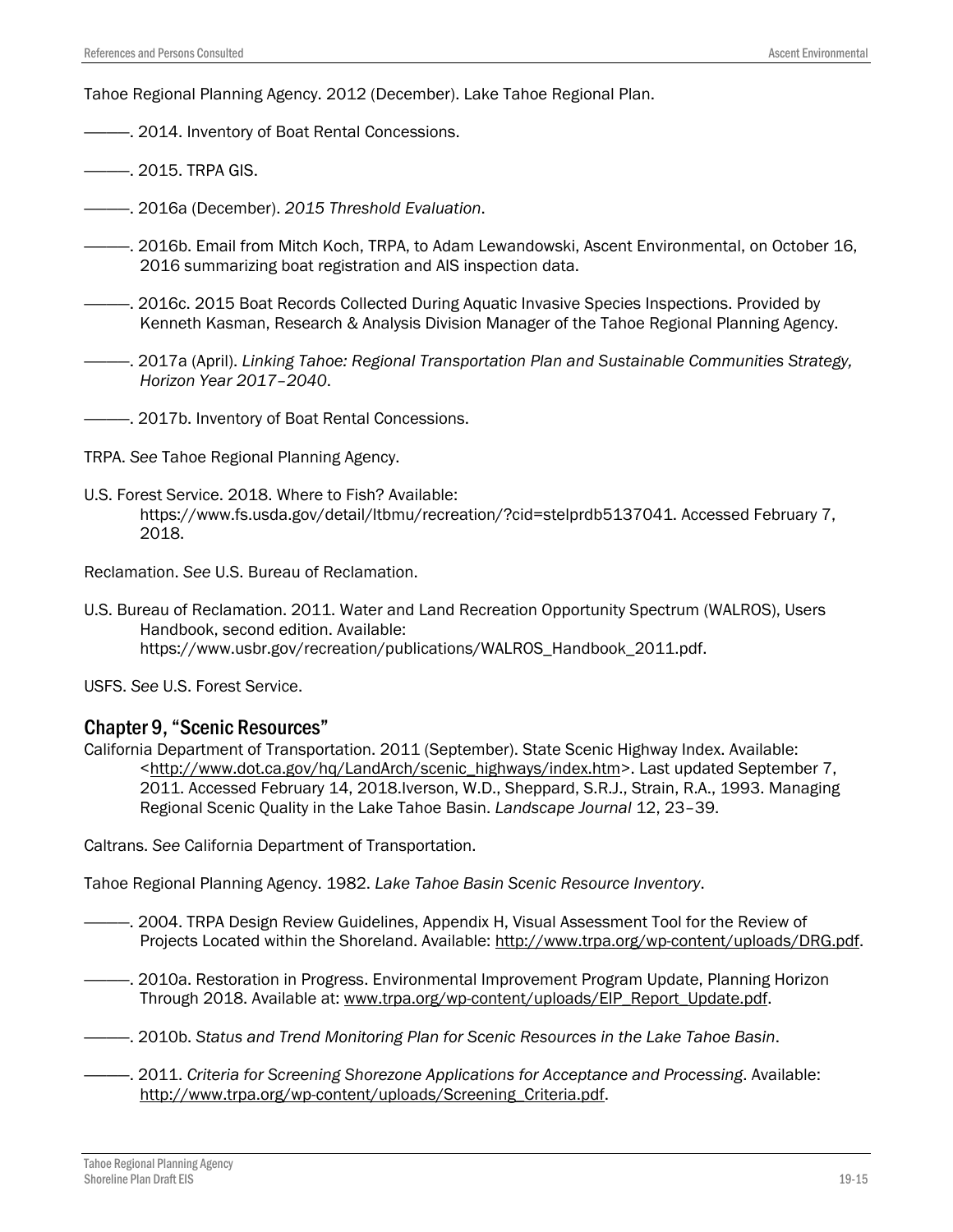Tahoe Regional Planning Agency. 2012 (December). Lake Tahoe Regional Plan.

———. 2014. Inventory of Boat Rental Concessions.

———. 2015. TRPA GIS.

———. 2016a (December). *2015 Threshold Evaluation*.

———. 2016b. Email from Mitch Koch, TRPA, to Adam Lewandowski, Ascent Environmental, on October 16, 2016 summarizing boat registration and AIS inspection data.

———. 2016c. 2015 Boat Records Collected During Aquatic Invasive Species Inspections. Provided by Kenneth Kasman, Research & Analysis Division Manager of the Tahoe Regional Planning Agency.

———. 2017a (April). *Linking Tahoe: Regional Transportation Plan and Sustainable Communities Strategy, Horizon Year 2017–2040*.

———. 2017b. Inventory of Boat Rental Concessions.

TRPA. *See* Tahoe Regional Planning Agency.

U.S. Forest Service. 2018. Where to Fish? Available: https://www.fs.usda.gov/detail/ltbmu/recreation/?cid=stelprdb5137041. Accessed February 7, 2018.

Reclamation. *See* U.S. Bureau of Reclamation.

U.S. Bureau of Reclamation. 2011. Water and Land Recreation Opportunity Spectrum (WALROS), Users Handbook, second edition. Available: https://www.usbr.gov/recreation/publications/WALROS_Handbook_2011.pdf.

USFS. *See* U.S. Forest Service.

## Chapter 9, "Scenic Resources"

California Department of Transportation. 2011 (September). State Scenic Highway Index. Available: <http://www.dot.ca.gov/hq/LandArch/scenic_highways/index.htm>. Last updated September 7, 2011. Accessed February 14, 2018.Iverson, W.D., Sheppard, S.R.J., Strain, R.A., 1993. Managing Regional Scenic Quality in the Lake Tahoe Basin. *Landscape Journal* 12, 23–39.

Caltrans. *See* California Department of Transportation.

Tahoe Regional Planning Agency. 1982. *Lake Tahoe Basin Scenic Resource Inventory*.

———. 2004. TRPA Design Review Guidelines, Appendix H, Visual Assessment Tool for the Review of Projects Located within the Shoreland. Available: http://www.trpa.org/wp-content/uploads/DRG.pdf.

———. 2010a. Restoration in Progress. Environmental Improvement Program Update, Planning Horizon Through 2018. Available at: www.trpa.org/wp-content/uploads/EIP_Report_Update.pdf.

———. 2010b. *Status and Trend Monitoring Plan for Scenic Resources in the Lake Tahoe Basin*.

———. 2011. *Criteria for Screening Shorezone Applications for Acceptance and Processing*. Available: http://www.trpa.org/wp-content/uploads/Screening_Criteria.pdf.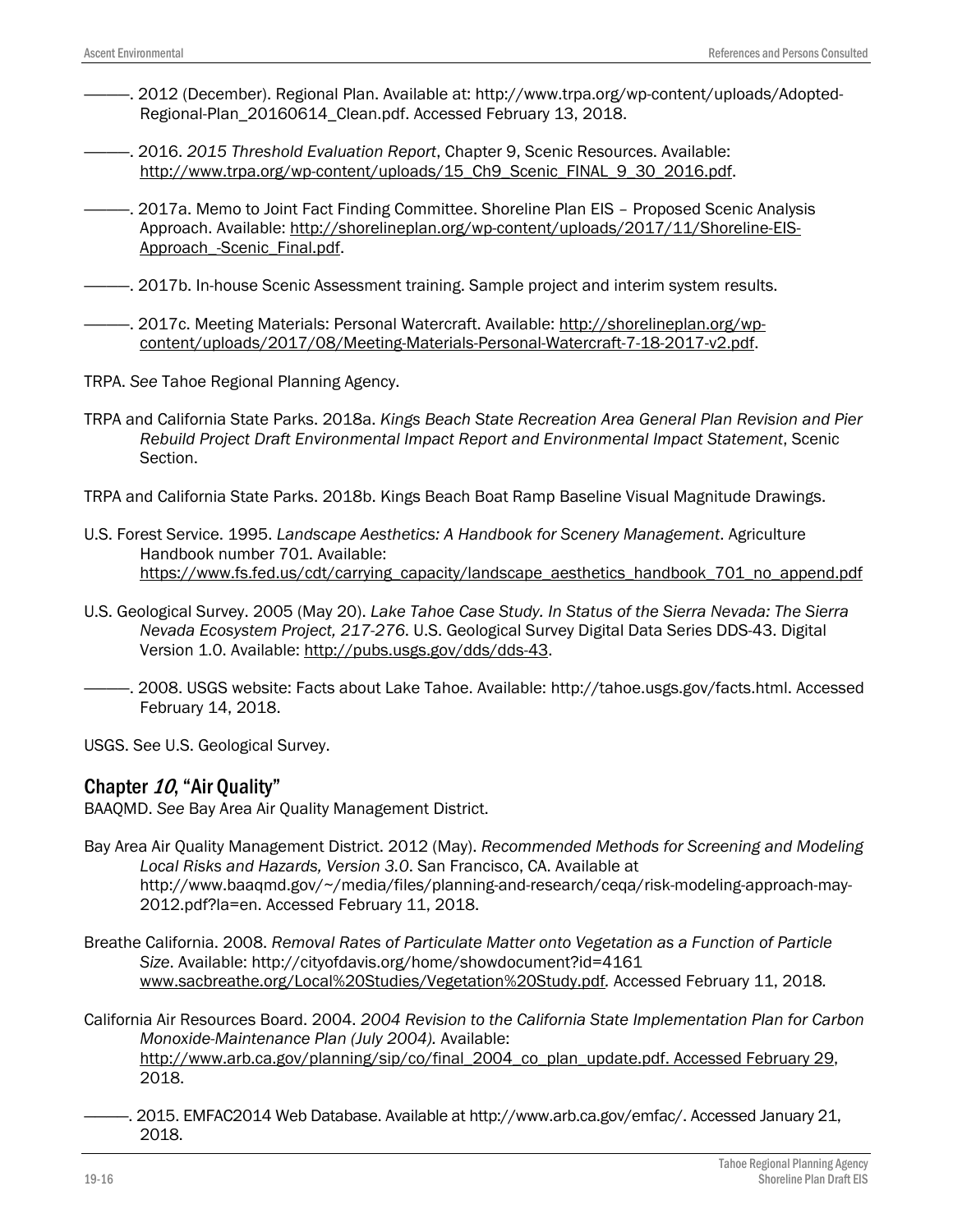———. 2012 (December). Regional Plan. Available at: http://www.trpa.org/wp-content/uploads/Adopted-Regional-Plan_20160614_Clean.pdf. Accessed February 13, 2018.

———. 2016. *2015 Threshold Evaluation Report*, Chapter 9, Scenic Resources. Available: http://www.trpa.org/wp-content/uploads/15_Ch9_Scenic_FINAL_9_30_2016.pdf.

———. 2017a. Memo to Joint Fact Finding Committee. Shoreline Plan EIS – Proposed Scenic Analysis Approach. Available: http://shorelineplan.org/wp-content/uploads/2017/11/Shoreline-EIS-Approach_-Scenic_Final.pdf.

———. 2017b. In-house Scenic Assessment training. Sample project and interim system results.

———. 2017c. Meeting Materials: Personal Watercraft. Available: http://shorelineplan.org/wp-content/uploads/2017/08/Meeting-Materials-Personal-Watercraft-7-18-2017-v2.pdf.

TRPA. *See* Tahoe Regional Planning Agency.

TRPA and California State Parks. 2018a. *Kings Beach State Recreation Area General Plan Revision and Pier Rebuild Project Draft Environmental Impact Report and Environmental Impact Statement*, Scenic Section.

TRPA and California State Parks. 2018b. Kings Beach Boat Ramp Baseline Visual Magnitude Drawings.

U.S. Forest Service. 1995. *Landscape Aesthetics: A Handbook for Scenery Management*. Agriculture Handbook number 701. Available: https://www.fs.fed.us/cdt/carrying_capacity/landscape_aesthetics_handbook_701_no_append.pdf

U.S. Geological Survey. 2005 (May 20). *Lake Tahoe Case Study. In Status of the Sierra Nevada: The Sierra Nevada Ecosystem Project, 217-276*. U.S. Geological Survey Digital Data Series DDS-43. Digital Version 1.0. Available: http://pubs.usgs.gov/dds/dds-43.

———. 2008. USGS website: Facts about Lake Tahoe. Available: http://tahoe.usgs.gov/facts.html. Accessed February 14, 2018.

USGS. See U.S. Geological Survey.

## Chapter *10*, "Air Quality"

BAAQMD. *See* Bay Area Air Quality Management District.

Bay Area Air Quality Management District. 2012 (May). *Recommended Methods for Screening and Modeling Local Risks and Hazards, Version 3.0*. San Francisco, CA. Available at http://www.baaqmd.gov/~/media/files/planning-and-research/ceqa/risk-modeling-approach-may-2012.pdf?la=en. Accessed February 11, 2018.

Breathe California. 2008. *Removal Rates of Particulate Matter onto Vegetation as a Function of Particle Size*. Available: http://cityofdavis.org/home/showdocument?id=4161 www.sacbreathe.org/Local%20Studies/Vegetation%20Study.pdf*.* Accessed February 11, 2018*.*

California Air Resources Board. 2004. *2004 Revision to the California State Implementation Plan for Carbon Monoxide-Maintenance Plan (July 2004).* Available: http://www.arb.ca.gov/planning/sip/co/final_2004_co_plan_update.pdf. Accessed February 29, 2018.

———. 2015. EMFAC2014 Web Database. Available at http://www.arb.ca.gov/emfac/. Accessed January 21, 2018.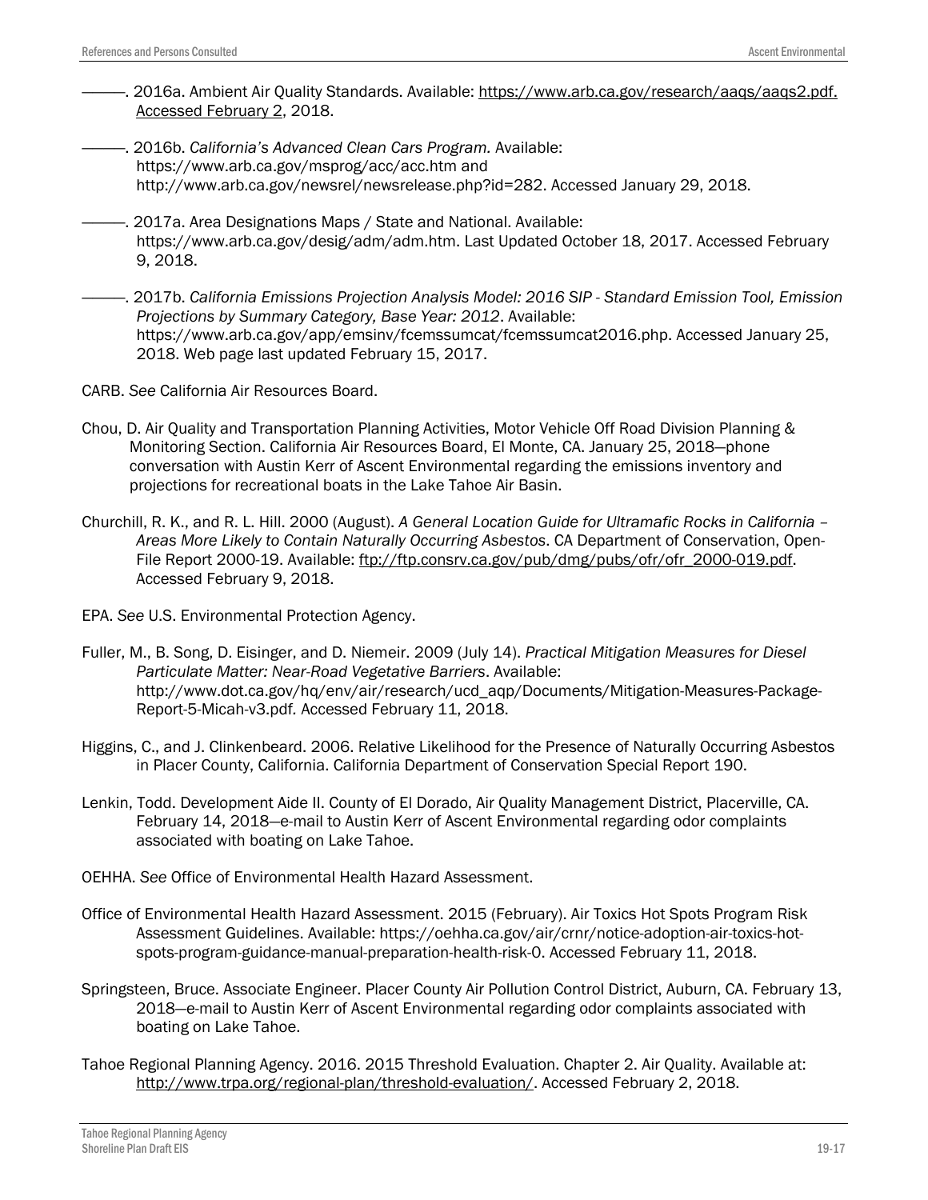———. 2016a. Ambient Air Quality Standards. Available: https://www.arb.ca.gov/research/aaqs/aaqs2.pdf. Accessed February 2, 2018.

———. 2016b. *California's Advanced Clean Cars Program.* Available: https://www.arb.ca.gov/msprog/acc/acc.htm and http://www.arb.ca.gov/newsrel/newsrelease.php?id=282. Accessed January 29, 2018.

———. 2017a. Area Designations Maps / State and National. Available: https://www.arb.ca.gov/desig/adm/adm.htm. Last Updated October 18, 2017. Accessed February 9, 2018.

———. 2017b. *California Emissions Projection Analysis Model: 2016 SIP - Standard Emission Tool, Emission Projections by Summary Category, Base Year: 2012*. Available: https://www.arb.ca.gov/app/emsinv/fcemssumcat/fcemssumcat2016.php. Accessed January 25, 2018. Web page last updated February 15, 2017.

CARB. *See* California Air Resources Board.

Chou, D. Air Quality and Transportation Planning Activities, Motor Vehicle Off Road Division Planning & Monitoring Section. California Air Resources Board, El Monte, CA. January 25, 2018—phone conversation with Austin Kerr of Ascent Environmental regarding the emissions inventory and projections for recreational boats in the Lake Tahoe Air Basin.

Churchill, R. K., and R. L. Hill. 2000 (August). *A General Location Guide for Ultramafic Rocks in California – Areas More Likely to Contain Naturally Occurring Asbestos*. CA Department of Conservation, Open-File Report 2000-19. Available: ftp://ftp.consrv.ca.gov/pub/dmg/pubs/ofr/ofr_2000-019.pdf. Accessed February 9, 2018.

EPA. *See* U.S. Environmental Protection Agency.

Fuller, M., B. Song, D. Eisinger, and D. Niemeir. 2009 (July 14). *Practical Mitigation Measures for Diesel Particulate Matter: Near-Road Vegetative Barriers*. Available: http://www.dot.ca.gov/hq/env/air/research/ucd_aqp/Documents/Mitigation-Measures-Package-Report-5-Micah-v3.pdf. Accessed February 11, 2018.

Higgins, C., and J. Clinkenbeard. 2006. Relative Likelihood for the Presence of Naturally Occurring Asbestos in Placer County, California. California Department of Conservation Special Report 190.

Lenkin, Todd. Development Aide II. County of El Dorado, Air Quality Management District, Placerville, CA. February 14, 2018—e-mail to Austin Kerr of Ascent Environmental regarding odor complaints associated with boating on Lake Tahoe.

OEHHA. *See* Office of Environmental Health Hazard Assessment.

Office of Environmental Health Hazard Assessment. 2015 (February). Air Toxics Hot Spots Program Risk Assessment Guidelines. Available: https://oehha.ca.gov/air/crnr/notice-adoption-air-toxics-hot-spots-program-guidance-manual-preparation-health-risk-0. Accessed February 11, 2018.

Springsteen, Bruce. Associate Engineer. Placer County Air Pollution Control District, Auburn, CA. February 13, 2018—e-mail to Austin Kerr of Ascent Environmental regarding odor complaints associated with boating on Lake Tahoe.

Tahoe Regional Planning Agency. 2016. 2015 Threshold Evaluation. Chapter 2. Air Quality. Available at: http://www.trpa.org/regional-plan/threshold-evaluation/. Accessed February 2, 2018.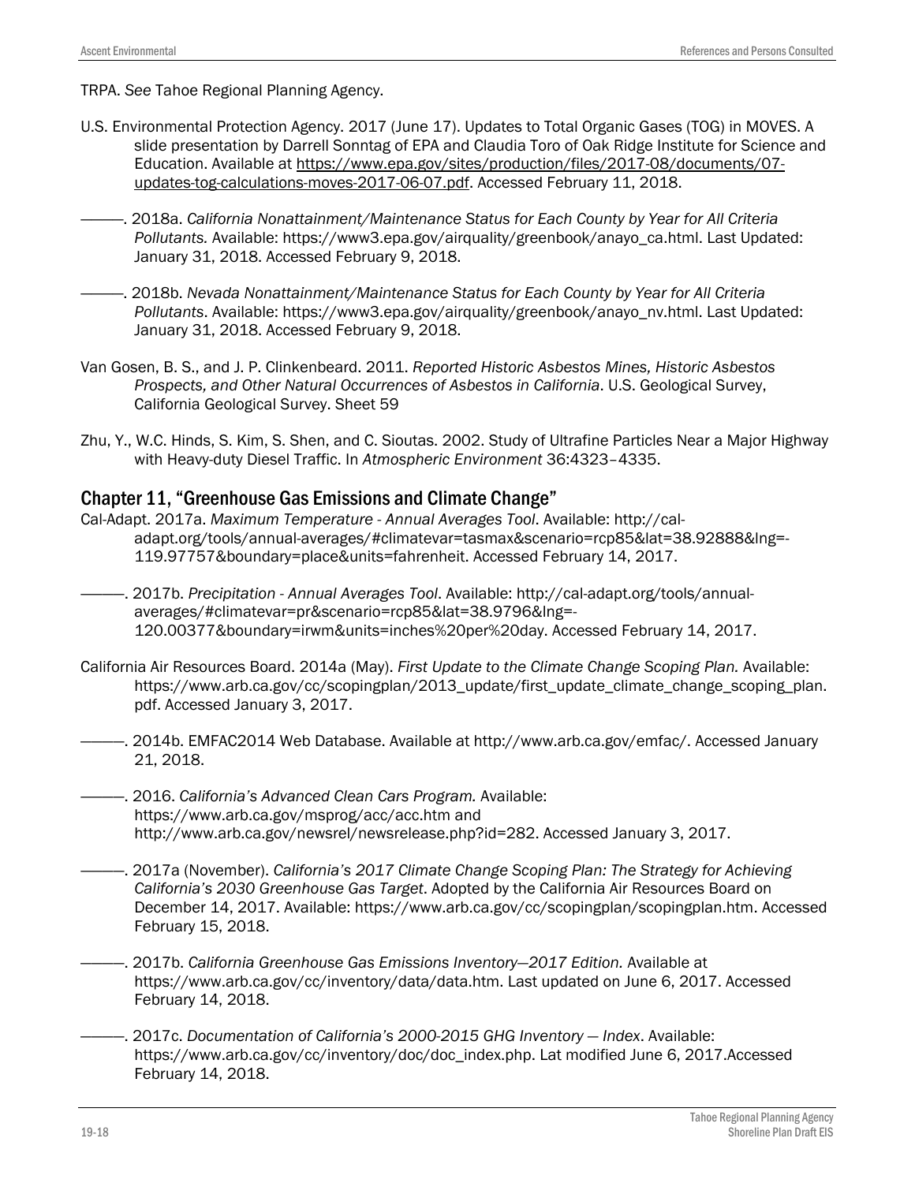TRPA. *See* Tahoe Regional Planning Agency.

U.S. Environmental Protection Agency. 2017 (June 17). Updates to Total Organic Gases (TOG) in MOVES. A slide presentation by Darrell Sonntag of EPA and Claudia Toro of Oak Ridge Institute for Science and Education. Available at https://www.epa.gov/sites/production/files/2017-08/documents/07-updates-tog-calculations-moves-2017-06-07.pdf. Accessed February 11, 2018.

———. 2018a. *California Nonattainment/Maintenance Status for Each County by Year for All Criteria Pollutants.* Available: https://www3.epa.gov/airquality/greenbook/anayo_ca.html. Last Updated: January 31, 2018. Accessed February 9, 2018.

———. 2018b. *Nevada Nonattainment/Maintenance Status for Each County by Year for All Criteria Pollutants*. Available: https://www3.epa.gov/airquality/greenbook/anayo_nv.html. Last Updated: January 31, 2018. Accessed February 9, 2018.

Van Gosen, B. S., and J. P. Clinkenbeard. 2011. *Reported Historic Asbestos Mines, Historic Asbestos Prospects, and Other Natural Occurrences of Asbestos in California*. U.S. Geological Survey, California Geological Survey. Sheet 59

Zhu, Y., W.C. Hinds, S. Kim, S. Shen, and C. Sioutas. 2002. Study of Ultrafine Particles Near a Major Highway with Heavy-duty Diesel Traffic. In *Atmospheric Environment* 36:4323–4335.

## Chapter 11, "Greenhouse Gas Emissions and Climate Change"

Cal-Adapt. 2017a. *Maximum Temperature - Annual Averages Tool*. Available: http://cal-adapt.org/tools/annual-averages/#climatevar=tasmax&scenario=rcp85&lat=38.92888&lng=-119.97757&boundary=place&units=fahrenheit. Accessed February 14, 2017.

———. 2017b. *Precipitation - Annual Averages Tool*. Available: http://cal-adapt.org/tools/annual-averages/#climatevar=pr&scenario=rcp85&lat=38.9796&lng=-120.00377&boundary=irwm&units=inches%20per%20day. Accessed February 14, 2017.

California Air Resources Board. 2014a (May). *First Update to the Climate Change Scoping Plan.* Available: https://www.arb.ca.gov/cc/scopingplan/2013_update/first_update_climate_change_scoping_plan.pdf. Accessed January 3, 2017.

———. 2014b. EMFAC2014 Web Database. Available at http://www.arb.ca.gov/emfac/. Accessed January 21, 2018.

———. 2016. *California's Advanced Clean Cars Program.* Available: https://www.arb.ca.gov/msprog/acc/acc.htm and http://www.arb.ca.gov/newsrel/newsrelease.php?id=282. Accessed January 3, 2017.

———. 2017a (November). *California's 2017 Climate Change Scoping Plan: The Strategy for Achieving California's 2030 Greenhouse Gas Target*. Adopted by the California Air Resources Board on December 14, 2017. Available: https://www.arb.ca.gov/cc/scopingplan/scopingplan.htm. Accessed February 15, 2018.

———. 2017b. *California Greenhouse Gas Emissions Inventory—2017 Edition.* Available at https://www.arb.ca.gov/cc/inventory/data/data.htm. Last updated on June 6, 2017. Accessed February 14, 2018.

———. 2017c. *Documentation of California's 2000-2015 GHG Inventory — Index*. Available: https://www.arb.ca.gov/cc/inventory/doc/doc_index.php. Lat modified June 6, 2017.Accessed February 14, 2018.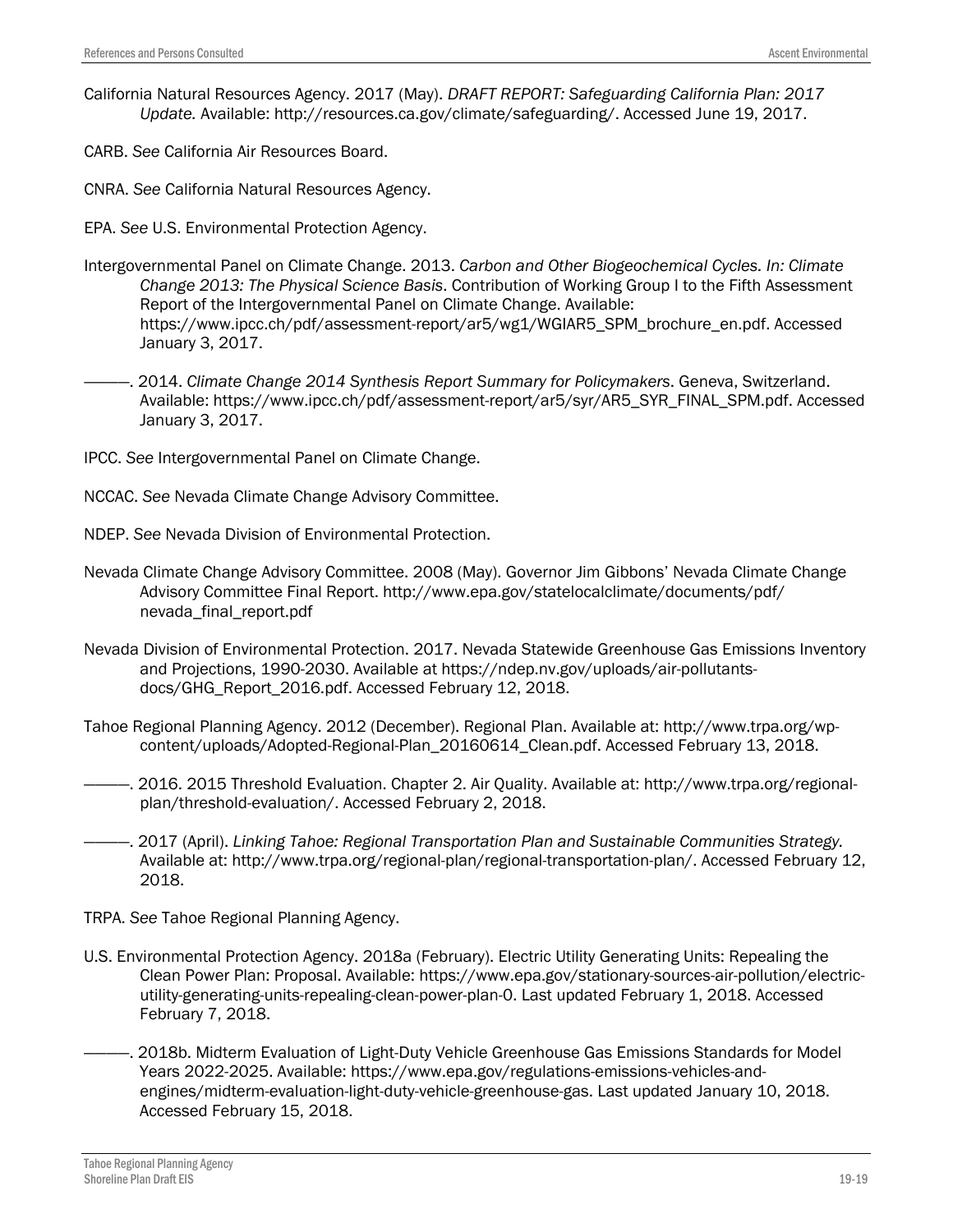California Natural Resources Agency. 2017 (May). *DRAFT REPORT: Safeguarding California Plan: 2017 Update.* Available: http://resources.ca.gov/climate/safeguarding/. Accessed June 19, 2017.

CARB. *See* California Air Resources Board.

CNRA. *See* California Natural Resources Agency.

EPA. *See* U.S. Environmental Protection Agency.

Intergovernmental Panel on Climate Change. 2013. *Carbon and Other Biogeochemical Cycles. In: Climate Change 2013: The Physical Science Basis*. Contribution of Working Group I to the Fifth Assessment Report of the Intergovernmental Panel on Climate Change. Available: https://www.ipcc.ch/pdf/assessment-report/ar5/wg1/WGIAR5_SPM_brochure_en.pdf. Accessed January 3, 2017.

———. 2014. *Climate Change 2014 Synthesis Report Summary for Policymakers*. Geneva, Switzerland. Available: https://www.ipcc.ch/pdf/assessment-report/ar5/syr/AR5_SYR_FINAL_SPM.pdf. Accessed January 3, 2017.

IPCC. *See* Intergovernmental Panel on Climate Change.

NCCAC. *See* Nevada Climate Change Advisory Committee.

NDEP. *See* Nevada Division of Environmental Protection.

Nevada Climate Change Advisory Committee. 2008 (May). Governor Jim Gibbons' Nevada Climate Change Advisory Committee Final Report. http://www.epa.gov/statelocalclimate/documents/pdf/nevada_final_report.pdf

Nevada Division of Environmental Protection. 2017. Nevada Statewide Greenhouse Gas Emissions Inventory and Projections, 1990-2030. Available at https://ndep.nv.gov/uploads/air-pollutants-docs/GHG_Report_2016.pdf. Accessed February 12, 2018.

Tahoe Regional Planning Agency. 2012 (December). Regional Plan. Available at: http://www.trpa.org/wp-content/uploads/Adopted-Regional-Plan_20160614_Clean.pdf. Accessed February 13, 2018.

———. 2016. 2015 Threshold Evaluation. Chapter 2. Air Quality. Available at: http://www.trpa.org/regional-plan/threshold-evaluation/. Accessed February 2, 2018.

———. 2017 (April). *Linking Tahoe: Regional Transportation Plan and Sustainable Communities Strategy.* Available at: http://www.trpa.org/regional-plan/regional-transportation-plan/. Accessed February 12, 2018.

TRPA. *See* Tahoe Regional Planning Agency.

U.S. Environmental Protection Agency. 2018a (February). Electric Utility Generating Units: Repealing the Clean Power Plan: Proposal. Available: https://www.epa.gov/stationary-sources-air-pollution/electric-utility-generating-units-repealing-clean-power-plan-0. Last updated February 1, 2018. Accessed February 7, 2018.

———. 2018b. Midterm Evaluation of Light-Duty Vehicle Greenhouse Gas Emissions Standards for Model Years 2022-2025. Available: https://www.epa.gov/regulations-emissions-vehicles-and-engines/midterm-evaluation-light-duty-vehicle-greenhouse-gas. Last updated January 10, 2018. Accessed February 15, 2018.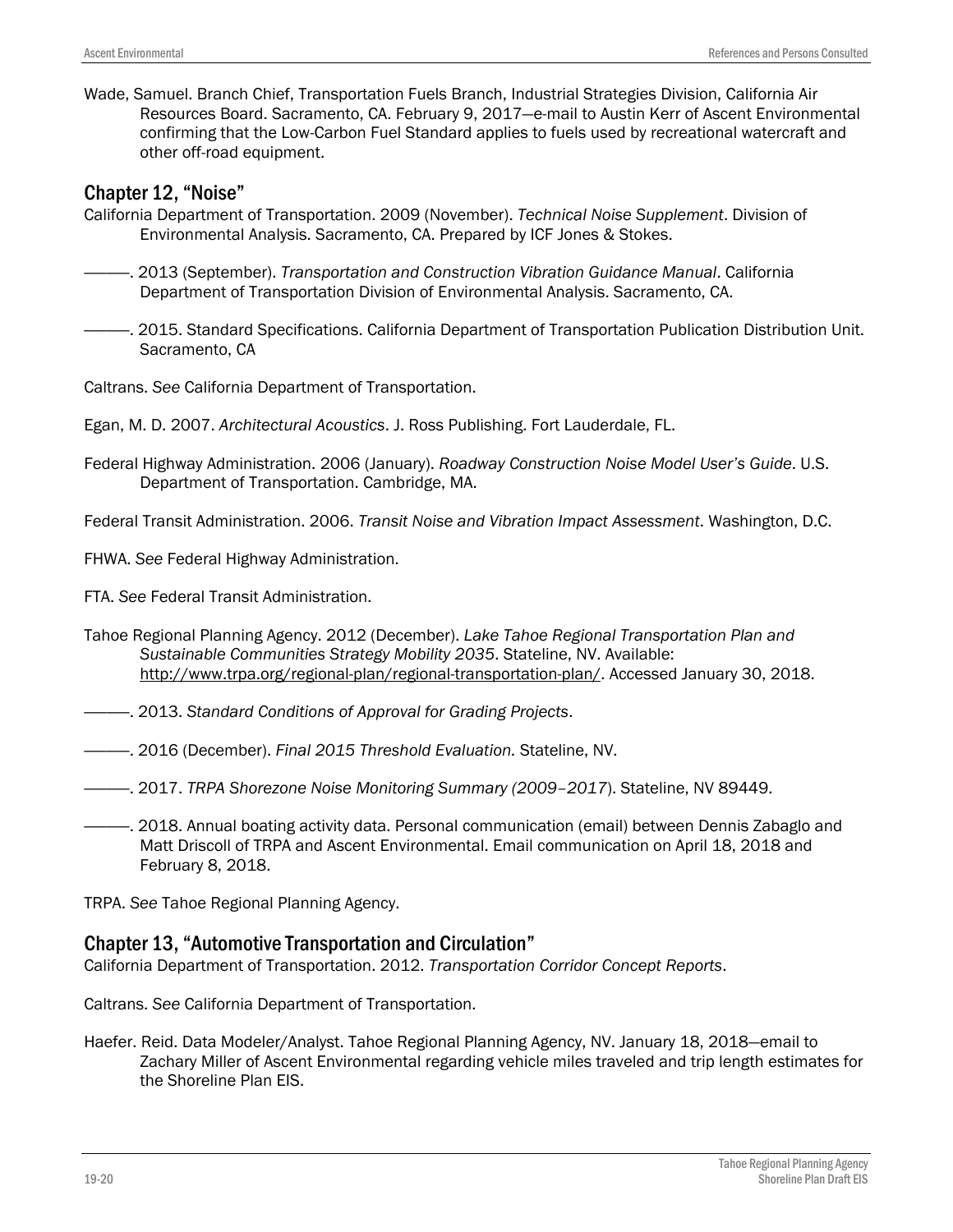Wade, Samuel. Branch Chief, Transportation Fuels Branch, Industrial Strategies Division, California Air Resources Board. Sacramento, CA. February 9, 2017—e-mail to Austin Kerr of Ascent Environmental confirming that the Low-Carbon Fuel Standard applies to fuels used by recreational watercraft and other off-road equipment.

## Chapter 12, "Noise"

California Department of Transportation. 2009 (November). *Technical Noise Supplement*. Division of Environmental Analysis. Sacramento, CA. Prepared by ICF Jones & Stokes.

———. 2013 (September). *Transportation and Construction Vibration Guidance Manual*. California Department of Transportation Division of Environmental Analysis. Sacramento, CA.

———. 2015. Standard Specifications. California Department of Transportation Publication Distribution Unit. Sacramento, CA

Caltrans. *See* California Department of Transportation.

Egan, M. D. 2007. *Architectural Acoustics*. J. Ross Publishing. Fort Lauderdale, FL.

Federal Highway Administration. 2006 (January). *Roadway Construction Noise Model User's Guide*. U.S. Department of Transportation. Cambridge, MA.

Federal Transit Administration. 2006. *Transit Noise and Vibration Impact Assessment*. Washington, D.C.

FHWA. *See* Federal Highway Administration.

FTA. *See* Federal Transit Administration.

Tahoe Regional Planning Agency. 2012 (December). *Lake Tahoe Regional Transportation Plan and Sustainable Communities Strategy Mobility 2035*. Stateline, NV. Available: http://www.trpa.org/regional-plan/regional-transportation-plan/. Accessed January 30, 2018.

———. 2013. *Standard Conditions of Approval for Grading Projects*.

———. 2016 (December). *Final 2015 Threshold Evaluation.* Stateline, NV.

———. 2017. *TRPA Shorezone Noise Monitoring Summary (2009–2017*). Stateline, NV 89449.

———. 2018. Annual boating activity data. Personal communication (email) between Dennis Zabaglo and Matt Driscoll of TRPA and Ascent Environmental. Email communication on April 18, 2018 and February 8, 2018.

TRPA. *See* Tahoe Regional Planning Agency.

## Chapter 13, "Automotive Transportation and Circulation"

California Department of Transportation. 2012. *Transportation Corridor Concept Reports*.

Caltrans. *See* California Department of Transportation.

Haefer. Reid. Data Modeler/Analyst. Tahoe Regional Planning Agency, NV. January 18, 2018—email to Zachary Miller of Ascent Environmental regarding vehicle miles traveled and trip length estimates for the Shoreline Plan EIS.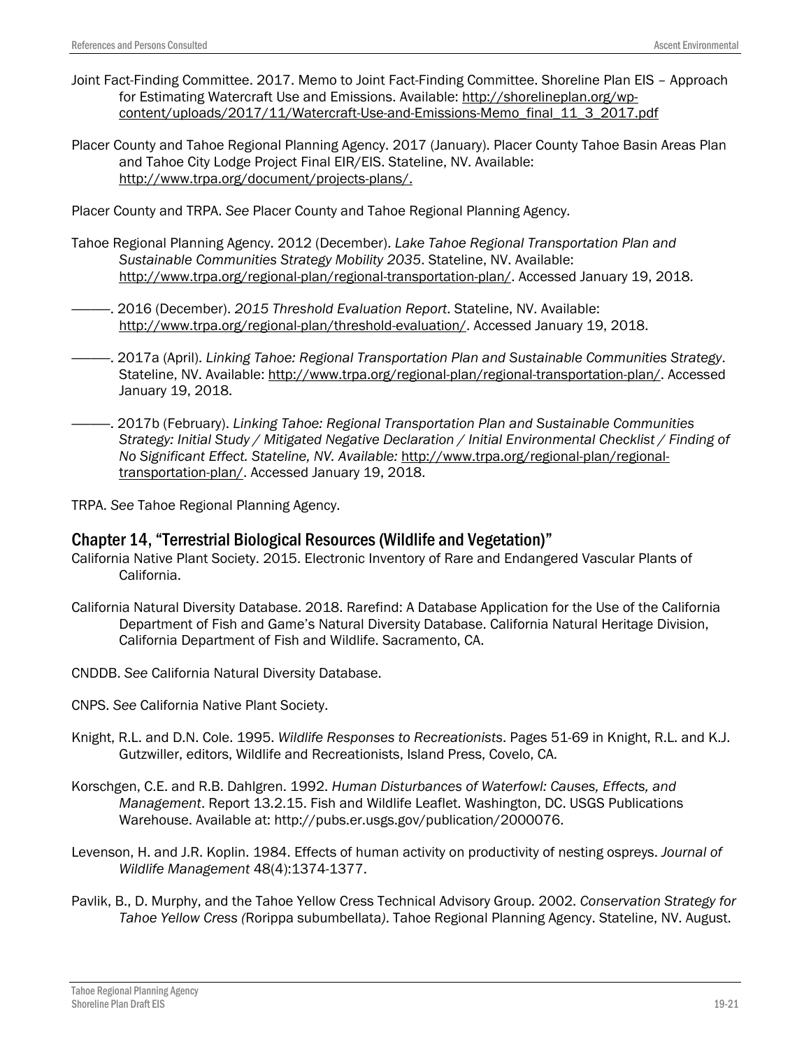Joint Fact-Finding Committee. 2017. Memo to Joint Fact-Finding Committee. Shoreline Plan EIS – Approach for Estimating Watercraft Use and Emissions. Available: http://shorelineplan.org/wp-content/uploads/2017/11/Watercraft-Use-and-Emissions-Memo_final_11_3_2017.pdf

Placer County and Tahoe Regional Planning Agency. 2017 (January). Placer County Tahoe Basin Areas Plan and Tahoe City Lodge Project Final EIR/EIS. Stateline, NV. Available: http://www.trpa.org/document/projects-plans/.

Placer County and TRPA. *See* Placer County and Tahoe Regional Planning Agency.

Tahoe Regional Planning Agency. 2012 (December). *Lake Tahoe Regional Transportation Plan and Sustainable Communities Strategy Mobility 2035*. Stateline, NV. Available: http://www.trpa.org/regional-plan/regional-transportation-plan/. Accessed January 19, 2018.

———. 2016 (December). *2015 Threshold Evaluation Report*. Stateline, NV. Available: http://www.trpa.org/regional-plan/threshold-evaluation/. Accessed January 19, 2018.

———. 2017a (April). *Linking Tahoe: Regional Transportation Plan and Sustainable Communities Strategy*. Stateline, NV. Available: http://www.trpa.org/regional-plan/regional-transportation-plan/. Accessed January 19, 2018.

———. 2017b (February). *Linking Tahoe: Regional Transportation Plan and Sustainable Communities Strategy: Initial Study / Mitigated Negative Declaration / Initial Environmental Checklist / Finding of No Significant Effect. Stateline, NV. Available:* http://www.trpa.org/regional-plan/regional-transportation-plan/. Accessed January 19, 2018.

TRPA. *See* Tahoe Regional Planning Agency.

## Chapter 14, "Terrestrial Biological Resources (Wildlife and Vegetation)"

California Native Plant Society. 2015. Electronic Inventory of Rare and Endangered Vascular Plants of California.

California Natural Diversity Database. 2018. Rarefind: A Database Application for the Use of the California Department of Fish and Game's Natural Diversity Database. California Natural Heritage Division, California Department of Fish and Wildlife. Sacramento, CA.

CNDDB. *See* California Natural Diversity Database.

CNPS. *See* California Native Plant Society.

Knight, R.L. and D.N. Cole. 1995. *Wildlife Responses to Recreationists*. Pages 51-69 in Knight, R.L. and K.J. Gutzwiller, editors, Wildlife and Recreationists, Island Press, Covelo, CA.

Korschgen, C.E. and R.B. Dahlgren. 1992. *Human Disturbances of Waterfowl: Causes, Effects, and Management*. Report 13.2.15. Fish and Wildlife Leaflet. Washington, DC. USGS Publications Warehouse. Available at: http://pubs.er.usgs.gov/publication/2000076.

Levenson, H. and J.R. Koplin. 1984. Effects of human activity on productivity of nesting ospreys. *Journal of Wildlife Management* 48(4):1374-1377.

Pavlik, B., D. Murphy, and the Tahoe Yellow Cress Technical Advisory Group. 2002. *Conservation Strategy for Tahoe Yellow Cress (*Rorippa subumbellata*)*. Tahoe Regional Planning Agency. Stateline, NV. August.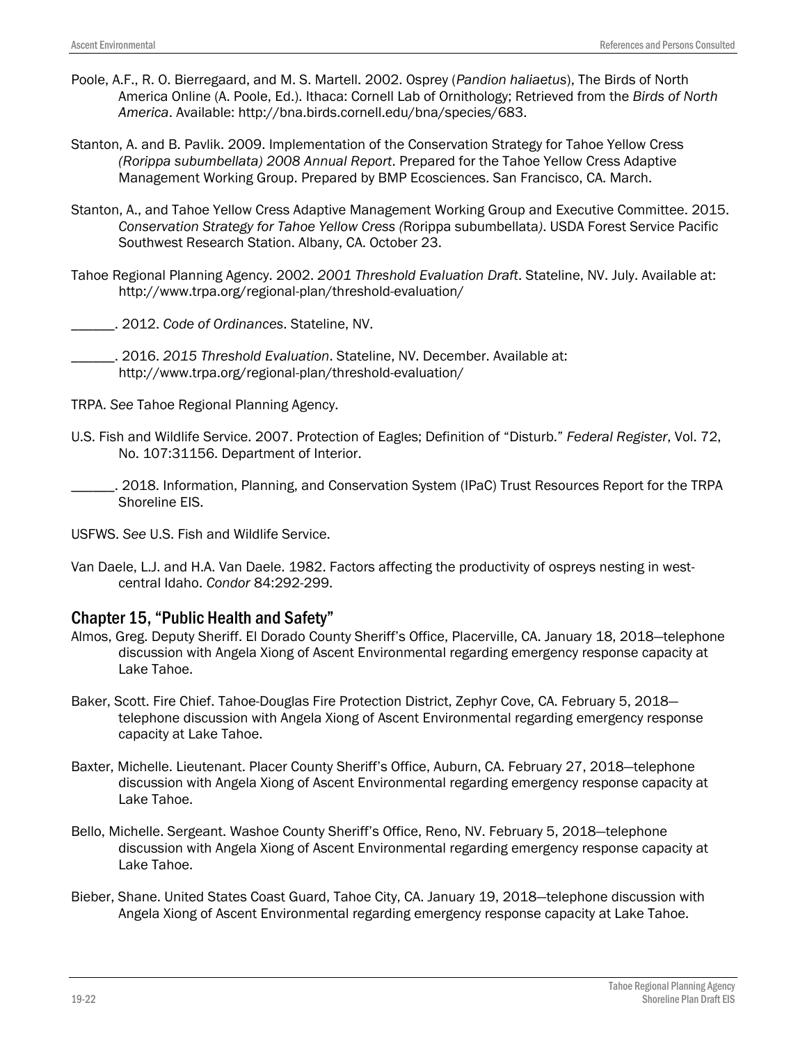Poole, A.F., R. O. Bierregaard, and M. S. Martell. 2002. Osprey (*Pandion haliaetus*), The Birds of North America Online (A. Poole, Ed.). Ithaca: Cornell Lab of Ornithology; Retrieved from the *Birds of North America*. Available: http://bna.birds.cornell.edu/bna/species/683.

Stanton, A. and B. Pavlik. 2009. Implementation of the Conservation Strategy for Tahoe Yellow Cress *(Rorippa subumbellata) 2008 Annual Report*. Prepared for the Tahoe Yellow Cress Adaptive Management Working Group. Prepared by BMP Ecosciences. San Francisco, CA. March.

Stanton, A., and Tahoe Yellow Cress Adaptive Management Working Group and Executive Committee. 2015. *Conservation Strategy for Tahoe Yellow Cress (*Rorippa subumbellata*)*. USDA Forest Service Pacific Southwest Research Station. Albany, CA. October 23.

Tahoe Regional Planning Agency. 2002. *2001 Threshold Evaluation Draft*. Stateline, NV. July. Available at: http://www.trpa.org/regional-plan/threshold-evaluation/

______. 2012. *Code of Ordinances*. Stateline, NV.

______. 2016. *2015 Threshold Evaluation*. Stateline, NV. December. Available at: http://www.trpa.org/regional-plan/threshold-evaluation/

TRPA. *See* Tahoe Regional Planning Agency.

U.S. Fish and Wildlife Service. 2007. Protection of Eagles; Definition of "Disturb." *Federal Register*, Vol. 72, No. 107:31156. Department of Interior.

______. 2018. Information, Planning, and Conservation System (IPaC) Trust Resources Report for the TRPA Shoreline EIS.

USFWS. *See* U.S. Fish and Wildlife Service.

Van Daele, L.J. and H.A. Van Daele. 1982. Factors affecting the productivity of ospreys nesting in west-central Idaho. *Condor* 84:292-299.

## Chapter 15, "Public Health and Safety"

Almos, Greg. Deputy Sheriff. El Dorado County Sheriff's Office, Placerville, CA. January 18, 2018—telephone discussion with Angela Xiong of Ascent Environmental regarding emergency response capacity at Lake Tahoe.

Baker, Scott. Fire Chief. Tahoe-Douglas Fire Protection District, Zephyr Cove, CA. February 5, 2018—telephone discussion with Angela Xiong of Ascent Environmental regarding emergency response capacity at Lake Tahoe.

Baxter, Michelle. Lieutenant. Placer County Sheriff's Office, Auburn, CA. February 27, 2018—telephone discussion with Angela Xiong of Ascent Environmental regarding emergency response capacity at Lake Tahoe.

Bello, Michelle. Sergeant. Washoe County Sheriff's Office, Reno, NV. February 5, 2018—telephone discussion with Angela Xiong of Ascent Environmental regarding emergency response capacity at Lake Tahoe.

Bieber, Shane. United States Coast Guard, Tahoe City, CA. January 19, 2018—telephone discussion with Angela Xiong of Ascent Environmental regarding emergency response capacity at Lake Tahoe.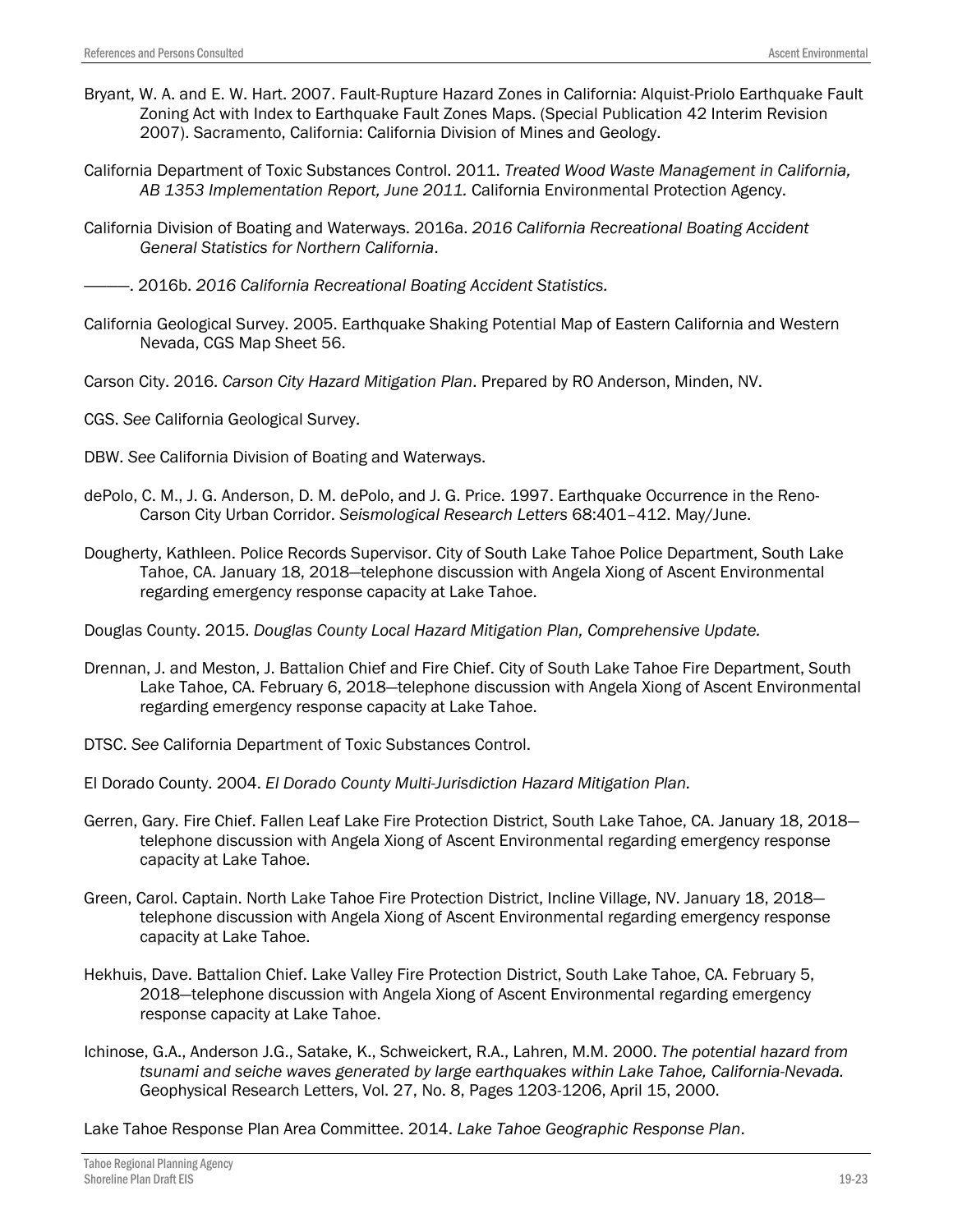Bryant, W. A. and E. W. Hart. 2007. Fault-Rupture Hazard Zones in California: Alquist-Priolo Earthquake Fault Zoning Act with Index to Earthquake Fault Zones Maps. (Special Publication 42 Interim Revision 2007). Sacramento, California: California Division of Mines and Geology.

California Department of Toxic Substances Control. 2011. *Treated Wood Waste Management in California, AB 1353 Implementation Report, June 2011.* California Environmental Protection Agency.

California Division of Boating and Waterways. 2016a. *2016 California Recreational Boating Accident General Statistics for Northern California*.

———. 2016b. *2016 California Recreational Boating Accident Statistics.*

California Geological Survey. 2005. Earthquake Shaking Potential Map of Eastern California and Western Nevada, CGS Map Sheet 56.

Carson City. 2016. *Carson City Hazard Mitigation Plan*. Prepared by RO Anderson, Minden, NV.

CGS. *See* California Geological Survey.

DBW. *See* California Division of Boating and Waterways.

dePolo, C. M., J. G. Anderson, D. M. dePolo, and J. G. Price. 1997. Earthquake Occurrence in the Reno-Carson City Urban Corridor. *Seismological Research Letters* 68:401–412. May/June.

Dougherty, Kathleen. Police Records Supervisor. City of South Lake Tahoe Police Department, South Lake Tahoe, CA. January 18, 2018—telephone discussion with Angela Xiong of Ascent Environmental regarding emergency response capacity at Lake Tahoe.

Douglas County. 2015. *Douglas County Local Hazard Mitigation Plan, Comprehensive Update.*

Drennan, J. and Meston, J. Battalion Chief and Fire Chief. City of South Lake Tahoe Fire Department, South Lake Tahoe, CA. February 6, 2018—telephone discussion with Angela Xiong of Ascent Environmental regarding emergency response capacity at Lake Tahoe.

DTSC. *See* California Department of Toxic Substances Control.

El Dorado County. 2004. *El Dorado County Multi-Jurisdiction Hazard Mitigation Plan.*

Gerren, Gary. Fire Chief. Fallen Leaf Lake Fire Protection District, South Lake Tahoe, CA. January 18, 2018—telephone discussion with Angela Xiong of Ascent Environmental regarding emergency response capacity at Lake Tahoe.

Green, Carol. Captain. North Lake Tahoe Fire Protection District, Incline Village, NV. January 18, 2018—telephone discussion with Angela Xiong of Ascent Environmental regarding emergency response capacity at Lake Tahoe.

Hekhuis, Dave. Battalion Chief. Lake Valley Fire Protection District, South Lake Tahoe, CA. February 5, 2018—telephone discussion with Angela Xiong of Ascent Environmental regarding emergency response capacity at Lake Tahoe.

Ichinose, G.A., Anderson J.G., Satake, K., Schweickert, R.A., Lahren, M.M. 2000. *The potential hazard from tsunami and seiche waves generated by large earthquakes within Lake Tahoe, California-Nevada.* Geophysical Research Letters, Vol. 27, No. 8, Pages 1203-1206, April 15, 2000.

Lake Tahoe Response Plan Area Committee. 2014. *Lake Tahoe Geographic Response Plan*.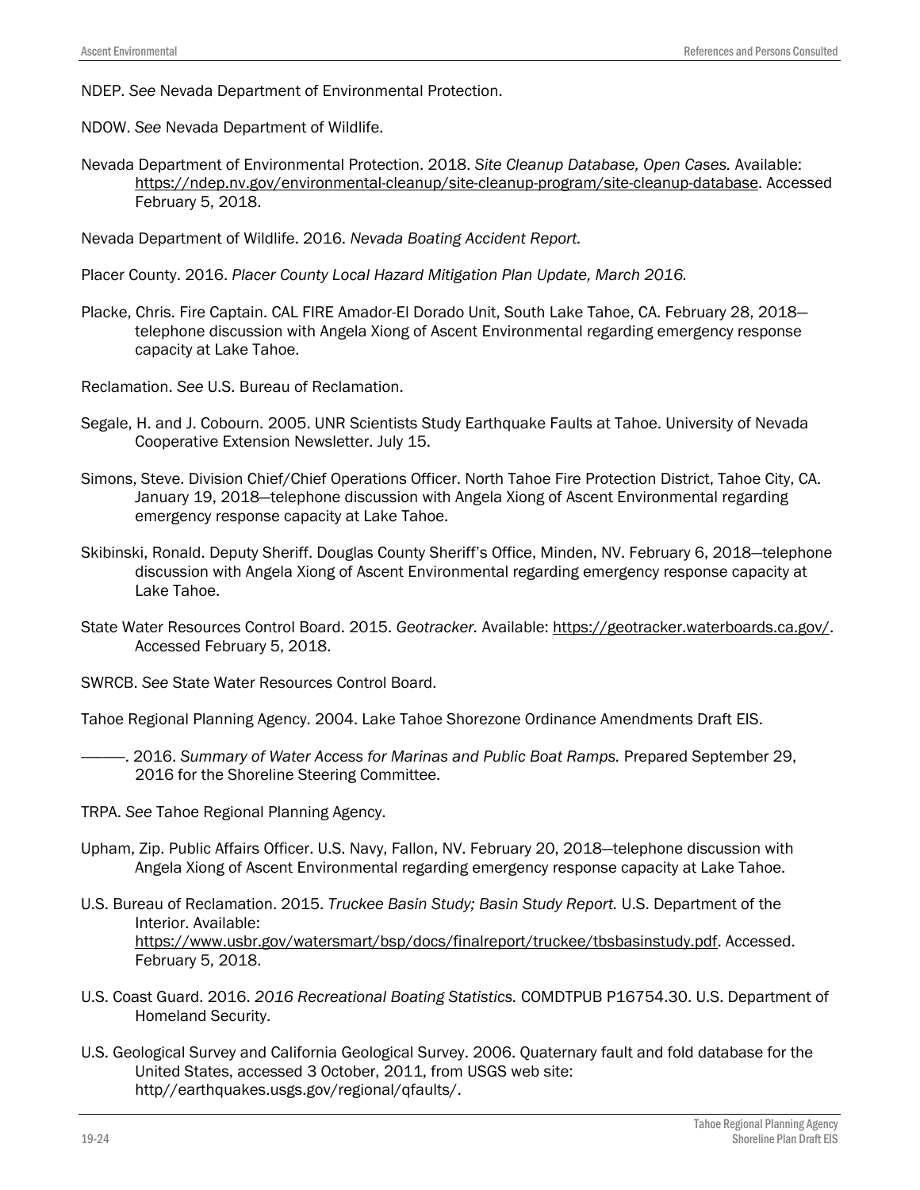NDEP. *See* Nevada Department of Environmental Protection.

NDOW. *See* Nevada Department of Wildlife.

Nevada Department of Environmental Protection. 2018. *Site Cleanup Database, Open Cases.* Available: https://ndep.nv.gov/environmental-cleanup/site-cleanup-program/site-cleanup-database. Accessed February 5, 2018.

Nevada Department of Wildlife. 2016. *Nevada Boating Accident Report.*

Placer County. 2016. *Placer County Local Hazard Mitigation Plan Update, March 2016.*

Placke, Chris. Fire Captain. CAL FIRE Amador-El Dorado Unit, South Lake Tahoe, CA. February 28, 2018—telephone discussion with Angela Xiong of Ascent Environmental regarding emergency response capacity at Lake Tahoe.

Reclamation. *See* U.S. Bureau of Reclamation.

Segale, H. and J. Cobourn. 2005. UNR Scientists Study Earthquake Faults at Tahoe. University of Nevada Cooperative Extension Newsletter. July 15.

Simons, Steve. Division Chief/Chief Operations Officer. North Tahoe Fire Protection District, Tahoe City, CA. January 19, 2018—telephone discussion with Angela Xiong of Ascent Environmental regarding emergency response capacity at Lake Tahoe.

Skibinski, Ronald. Deputy Sheriff. Douglas County Sheriff's Office, Minden, NV. February 6, 2018—telephone discussion with Angela Xiong of Ascent Environmental regarding emergency response capacity at Lake Tahoe.

State Water Resources Control Board. 2015. *Geotracker.* Available: https://geotracker.waterboards.ca.gov/. Accessed February 5, 2018.

SWRCB. *See* State Water Resources Control Board.

Tahoe Regional Planning Agency. 2004. Lake Tahoe Shorezone Ordinance Amendments Draft EIS.

———. 2016. *Summary of Water Access for Marinas and Public Boat Ramps.* Prepared September 29, 2016 for the Shoreline Steering Committee.

TRPA. *See* Tahoe Regional Planning Agency.

Upham, Zip. Public Affairs Officer. U.S. Navy, Fallon, NV. February 20, 2018—telephone discussion with Angela Xiong of Ascent Environmental regarding emergency response capacity at Lake Tahoe.

U.S. Bureau of Reclamation. 2015. *Truckee Basin Study; Basin Study Report.* U.S. Department of the Interior. Available: https://www.usbr.gov/watersmart/bsp/docs/finalreport/truckee/tbsbasinstudy.pdf. Accessed. February 5, 2018.

U.S. Coast Guard. 2016. *2016 Recreational Boating Statistics.* COMDTPUB P16754.30. U.S. Department of Homeland Security.

U.S. Geological Survey and California Geological Survey. 2006. Quaternary fault and fold database for the United States, accessed 3 October, 2011, from USGS web site: http//earthquakes.usgs.gov/regional/qfaults/.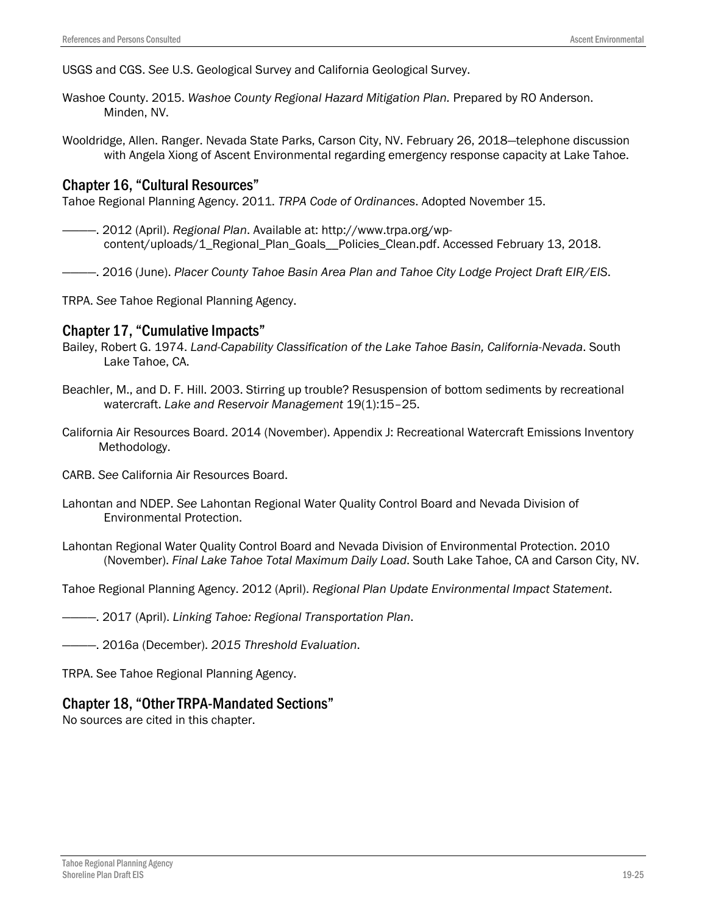USGS and CGS. *See* U.S. Geological Survey and California Geological Survey.

Washoe County. 2015. *Washoe County Regional Hazard Mitigation Plan.* Prepared by RO Anderson. Minden, NV.

Wooldridge, Allen. Ranger. Nevada State Parks, Carson City, NV. February 26, 2018—telephone discussion with Angela Xiong of Ascent Environmental regarding emergency response capacity at Lake Tahoe.

## Chapter 16, "Cultural Resources"

Tahoe Regional Planning Agency. 2011. *TRPA Code of Ordinances*. Adopted November 15.

———. 2012 (April). *Regional Plan*. Available at: http://www.trpa.org/wp-content/uploads/1_Regional_Plan_Goals__Policies_Clean.pdf. Accessed February 13, 2018.

———. 2016 (June). *Placer County Tahoe Basin Area Plan and Tahoe City Lodge Project Draft EIR/EIS*.

TRPA. *See* Tahoe Regional Planning Agency.

## Chapter 17, "Cumulative Impacts"

Bailey, Robert G. 1974. *Land-Capability Classification of the Lake Tahoe Basin, California-Nevada*. South Lake Tahoe, CA.

Beachler, M., and D. F. Hill. 2003. Stirring up trouble? Resuspension of bottom sediments by recreational watercraft. *Lake and Reservoir Management* 19(1):15–25.

California Air Resources Board. 2014 (November). Appendix J: Recreational Watercraft Emissions Inventory Methodology.

CARB. *See* California Air Resources Board.

Lahontan and NDEP. *See* Lahontan Regional Water Quality Control Board and Nevada Division of Environmental Protection.

Lahontan Regional Water Quality Control Board and Nevada Division of Environmental Protection. 2010 (November). *Final Lake Tahoe Total Maximum Daily Load*. South Lake Tahoe, CA and Carson City, NV.

Tahoe Regional Planning Agency. 2012 (April). *Regional Plan Update Environmental Impact Statement*.

———. 2017 (April). *Linking Tahoe: Regional Transportation Plan*.

———. 2016a (December). *2015 Threshold Evaluation*.

TRPA. See Tahoe Regional Planning Agency.

## Chapter 18, "Other TRPA-Mandated Sections"

No sources are cited in this chapter.